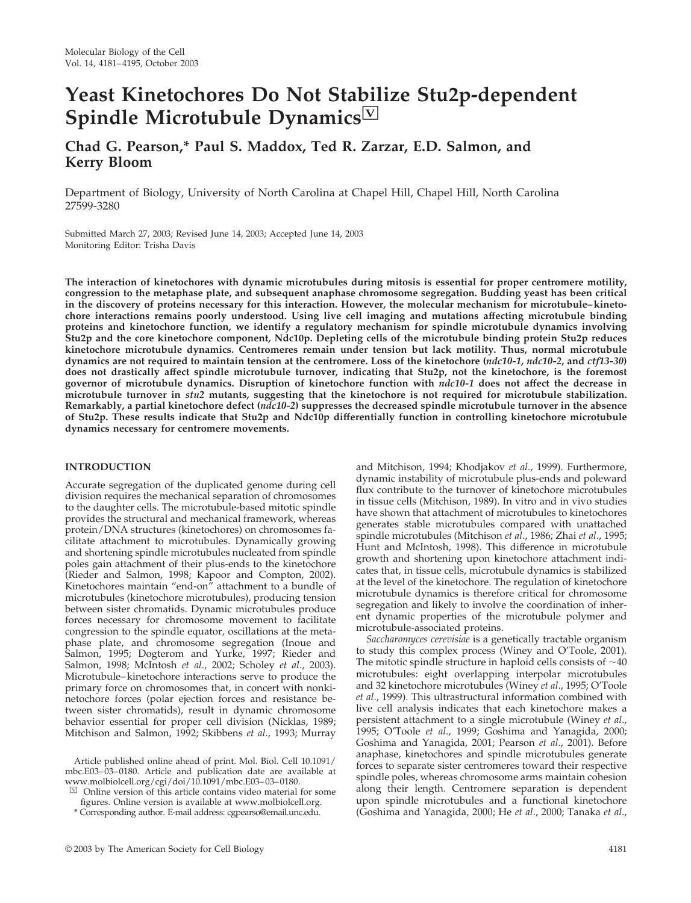# Yeast Kinetochores Do Not Stabilize Stu2p-dependent Spindle Microtubule Dynamics

**Chad G. Pearson,* Paul S. Maddox, Ted R. Zarzar, E.D. Salmon, and Kerry Bloom**

Department of Biology, University of North Carolina at Chapel Hill, Chapel Hill, North Carolina 27599-3280

Submitted March 27, 2003; Revised June 14, 2003; Accepted June 14, 2003
Monitoring Editor: Trisha Davis

**The interaction of kinetochores with dynamic microtubules during mitosis is essential for proper centromere motility, congression to the metaphase plate, and subsequent anaphase chromosome segregation. Budding yeast has been critical in the discovery of proteins necessary for this interaction. However, the molecular mechanism for microtubule–kinetochore interactions remains poorly understood. Using live cell imaging and mutations affecting microtubule binding proteins and kinetochore function, we identify a regulatory mechanism for spindle microtubule dynamics involving Stu2p and the core kinetochore component, Ndc10p. Depleting cells of the microtubule binding protein Stu2p reduces kinetochore microtubule dynamics. Centromeres remain under tension but lack motility. Thus, normal microtubule dynamics are not required to maintain tension at the centromere. Loss of the kinetochore (*ndc10-1*, *ndc10-2*, and *ctf13-30*) does not drastically affect spindle microtubule turnover, indicating that Stu2p, not the kinetochore, is the foremost governor of microtubule dynamics. Disruption of kinetochore function with *ndc10-1* does not affect the decrease in microtubule turnover in *stu2* mutants, suggesting that the kinetochore is not required for microtubule stabilization. Remarkably, a partial kinetochore defect (*ndc10-2*) suppresses the decreased spindle microtubule turnover in the absence of Stu2p. These results indicate that Stu2p and Ndc10p differentially function in controlling kinetochore microtubule dynamics necessary for centromere movements.**

## INTRODUCTION

Accurate segregation of the duplicated genome during cell division requires the mechanical separation of chromosomes to the daughter cells. The microtubule-based mitotic spindle provides the structural and mechanical framework, whereas protein/DNA structures (kinetochores) on chromosomes facilitate attachment to microtubules. Dynamically growing and shortening spindle microtubules nucleated from spindle poles gain attachment of their plus-ends to the kinetochore (Rieder and Salmon, 1998; Kapoor and Compton, 2002). Kinetochores maintain "end-on" attachment to a bundle of microtubules (kinetochore microtubules), producing tension between sister chromatids. Dynamic microtubules produce forces necessary for chromosome movement to facilitate congression to the spindle equator, oscillations at the metaphase plate, and chromosome segregation (Inoue and Salmon, 1995; Dogterom and Yurke, 1997; Rieder and Salmon, 1998; McIntosh *et al*., 2002; Scholey *et al*., 2003). Microtubule–kinetochore interactions serve to produce the primary force on chromosomes that, in concert with nonkinetochore forces (polar ejection forces and resistance between sister chromatids), result in dynamic chromosome behavior essential for proper cell division (Nicklas, 1989; Mitchison and Salmon, 1992; Skibbens *et al*., 1993; Murray and Mitchison, 1994; Khodjakov *et al*., 1999). Furthermore, dynamic instability of microtubule plus-ends and poleward flux contribute to the turnover of kinetochore microtubules in tissue cells (Mitchison, 1989). In vitro and in vivo studies have shown that attachment of microtubules to kinetochores generates stable microtubules compared with unattached spindle microtubules (Mitchison *et al*., 1986; Zhai *et al*., 1995; Hunt and McIntosh, 1998). This difference in microtubule growth and shortening upon kinetochore attachment indicates that, in tissue cells, microtubule dynamics is stabilized at the level of the kinetochore. The regulation of kinetochore microtubule dynamics is therefore critical for chromosome segregation and likely to involve the coordination of inherent dynamic properties of the microtubule polymer and microtubule-associated proteins.

*Saccharomyces cerevisiae* is a genetically tractable organism to study this complex process (Winey and O'Toole, 2001). The mitotic spindle structure in haploid cells consists of ~40 microtubules: eight overlapping interpolar microtubules and 32 kinetochore microtubules (Winey *et al*., 1995; O'Toole *et al*., 1999). This ultrastructural information combined with live cell analysis indicates that each kinetochore makes a persistent attachment to a single microtubule (Winey *et al*., 1995; O'Toole *et al*., 1999; Goshima and Yanagida, 2000; Goshima and Yanagida, 2001; Pearson *et al*., 2001). Before anaphase, kinetochores and spindle microtubules generate forces to separate sister centromeres toward their respective spindle poles, whereas chromosome arms maintain cohesion along their length. Centromere separation is dependent upon spindle microtubules and a functional kinetochore (Goshima and Yanagida, 2000; He *et al*., 2000; Tanaka *et al*.,

Article published online ahead of print. Mol. Biol. Cell 10.1091/mbc.E03–03–0180. Article and publication date are available at www.molbiolcell.org/cgi/doi/10.1091/mbc.E03–03–0180.

Online version of this article contains video material for some figures. Online version is available at www.molbiolcell.org.

* Corresponding author. E-mail address: cgpearso@email.unc.edu.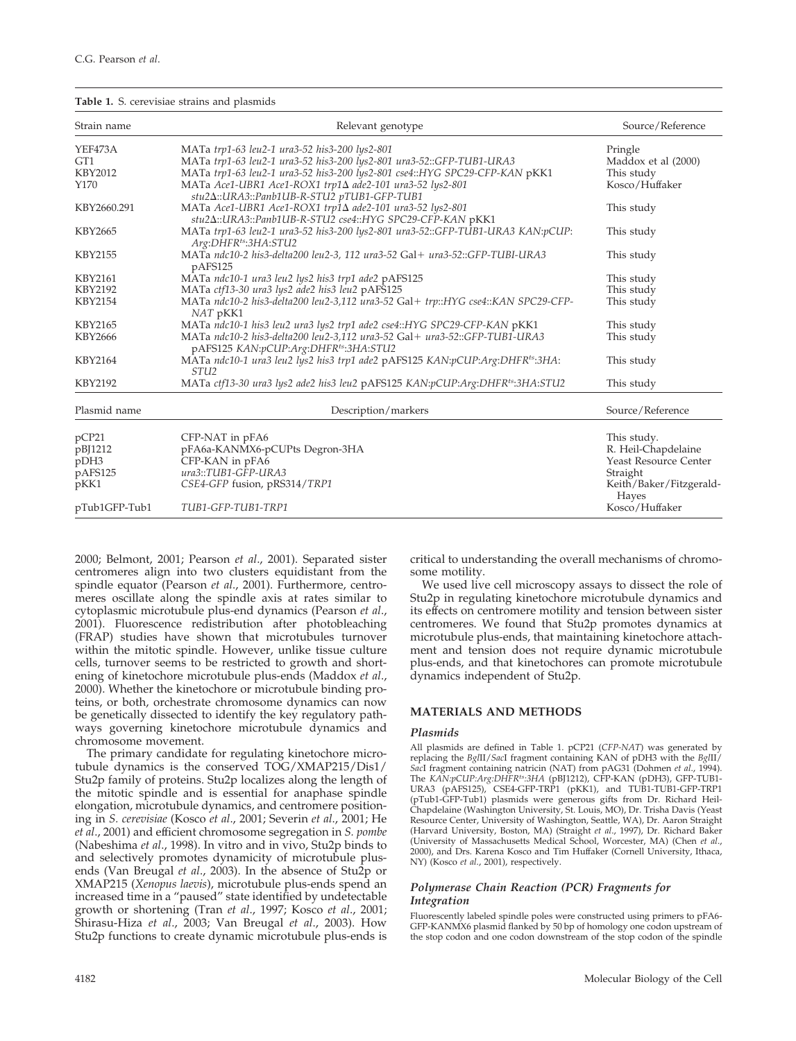**Table 1.** S. cerevisiae strains and plasmids

| Strain name | Relevant genotype | Source/Reference |
|---|---|---|
| YEF473A | MATa *trp1-63 leu2-1 ura3-52 his3-200 lys2-801* | Pringle |
| GT1 | MATa *trp1-63 leu2-1 ura3-52 his3-200 lys2-801 ura3-52::GFP-TUB1-URA3* | Maddox et al (2000) |
| KBY2012 | MATa *trp1-63 leu2-1 ura3-52 his3-200 lys2-801 cse4::HYG SPC29-CFP-KAN* pKK1 | This study |
| Y170 | MATa *Ace1-UBR1 Ace1-ROX1 trp1Δ ade2-101 ura3-52 lys2-801 stu2Δ::URA3::Panb1UB-R-STU2 pTUB1-GFP-TUB1* | Kosco/Huffaker |
| KBY2660.291 | MATa *Ace1-UBR1 Ace1-ROX1 trp1Δ ade2-101 ura3-52 lys2-801 stu2Δ::URA3::Panb1UB-R-STU2 cse4::HYG SPC29-CFP-KAN* pKK1 | This study |
| KBY2665 | MATa *trp1-63 leu2-1 ura3-52 his3-200 lys2-801 ura3-52::GFP-TUB1-URA3 KAN:pCUP:Arg:DHFR^ts:3HA:STU2* | This study |
| KBY2155 | MATa *ndc10-2 his3-delta200 leu2-3, 112 ura3-52* Gal+ *ura3-52::GFP-TUBI-URA3* pAFS125 | This study |
| KBY2161 | MATa *ndc10-1 ura3 leu2 lys2 his3 trp1 ade2* pAFS125 | This study |
| KBY2192 | MATa *ctf13-30 ura3 lys2 ade2 his3 leu2* pAFS125 | This study |
| KBY2154 | MATa *ndc10-2 his3-delta200 leu2-3,112 ura3-52* Gal+ *trp::HYG cse4::KAN SPC29-CFP-NAT* pKK1 | This study |
| KBY2165 | MATa *ndc10-1 his3 leu2 ura3 lys2 trp1 ade2 cse4::HYG SPC29-CFP-KAN* pKK1 | This study |
| KBY2666 | MATa *ndc10-2 his3-delta200 leu2-3,112 ura3-52* Gal+ *ura3-52::GFP-TUB1-URA3* pAFS125 *KAN:pCUP:Arg:DHFR^ts:3HA:STU2* | This study |
| KBY2164 | MATa *ndc10-1 ura3 leu2 lys2 his3 trp1 ade2* pAFS125 *KAN:pCUP:Arg:DHFR^ts:3HA:STU2* | This study |
| KBY2192 | MATa *ctf13-30 ura3 lys2 ade2 his3 leu2* pAFS125 *KAN:pCUP:Arg:DHFR^ts:3HA:STU2* | This study |

| Plasmid name | Description/markers | Source/Reference |
|---|---|---|
| pCP21 | CFP-NAT in pFA6 | This study. |
| pBJ1212 | pFA6a-KANMX6-pCUPts Degron-3HA | R. Heil-Chapdelaine |
| pDH3 | CFP-KAN in pFA6 | Yeast Resource Center |
| pAFS125 | *ura3::TUB1-GFP-URA3* | Straight |
| pKK1 | *CSE4-GFP* fusion, pRS314/*TRP1* | Keith/Baker/Fitzgerald-Hayes |
| pTub1GFP-Tub1 | *TUB1-GFP-TUB1-TRP1* | Kosco/Huffaker |

2000; Belmont, 2001; Pearson *et al*., 2001). Separated sister centromeres align into two clusters equidistant from the spindle equator (Pearson *et al*., 2001). Furthermore, centromeres oscillate along the spindle axis at rates similar to cytoplasmic microtubule plus-end dynamics (Pearson *et al*., 2001). Fluorescence redistribution after photobleaching (FRAP) studies have shown that microtubules turnover within the mitotic spindle. However, unlike tissue culture cells, turnover seems to be restricted to growth and shortening of kinetochore microtubule plus-ends (Maddox *et al*., 2000). Whether the kinetochore or microtubule binding proteins, or both, orchestrate chromosome dynamics can now be genetically dissected to identify the key regulatory pathways governing kinetochore microtubule dynamics and chromosome movement.

The primary candidate for regulating kinetochore microtubule dynamics is the conserved TOG/XMAP215/Dis1/Stu2p family of proteins. Stu2p localizes along the length of the mitotic spindle and is essential for anaphase spindle elongation, microtubule dynamics, and centromere positioning in *S. cerevisiae* (Kosco *et al*., 2001; Severin *et al*., 2001; He *et al*., 2001) and efficient chromosome segregation in *S. pombe* (Nabeshima *et al*., 1998). In vitro and in vivo, Stu2p binds to and selectively promotes dynamicity of microtubule plus-ends (Van Breugal *et al*., 2003). In the absence of Stu2p or XMAP215 (*Xenopus laevis*), microtubule plus-ends spend an increased time in a "paused" state identified by undetectable growth or shortening (Tran *et al*., 1997; Kosco *et al*., 2001; Shirasu-Hiza *et al*., 2003; Van Breugal *et al*., 2003). How Stu2p functions to create dynamic microtubule plus-ends is critical to understanding the overall mechanisms of chromosome motility.

We used live cell microscopy assays to dissect the role of Stu2p in regulating kinetochore microtubule dynamics and its effects on centromere motility and tension between sister centromeres. We found that Stu2p promotes dynamics at microtubule plus-ends, that maintaining kinetochore attachment and tension does not require dynamic microtubule plus-ends, and that kinetochores can promote microtubule dynamics independent of Stu2p.

## MATERIALS AND METHODS

### Plasmids

All plasmids are defined in Table 1. pCP21 (*CFP-NAT*) was generated by replacing the *Bgl*II/*Sac*I fragment containing KAN of pDH3 with the *Bgl*II/*Sac*I fragment containing natricin (NAT) from pAG31 (Dohmen *et al*., 1994). The *KAN:pCUP:Arg:DHFR^ts:3HA* (pBJ1212), CFP-KAN (pDH3), GFP-TUB1-URA3 (pAFS125), CSE4-GFP-TRP1 (pKK1), and TUB1-TUB1-GFP-TRP1 (pTub1-GFP-Tub1) plasmids were generous gifts from Dr. Richard Heil-Chapdelaine (Washington University, St. Louis, MO), Dr. Trisha Davis (Yeast Resource Center, University of Washington, Seattle, WA), Dr. Aaron Straight (Harvard University, Boston, MA) (Straight *et al*., 1997), Dr. Richard Baker (University of Massachusetts Medical School, Worcester, MA) (Chen *et al*., 2000), and Drs. Karena Kosco and Tim Huffaker (Cornell University, Ithaca, NY) (Kosco *et al*., 2001), respectively.

### Polymerase Chain Reaction (PCR) Fragments for Integration

Fluorescently labeled spindle poles were constructed using primers to pFA6-GFP-KANMX6 plasmid flanked by 50 bp of homology one codon upstream of the stop codon and one codon downstream of the stop codon of the spindle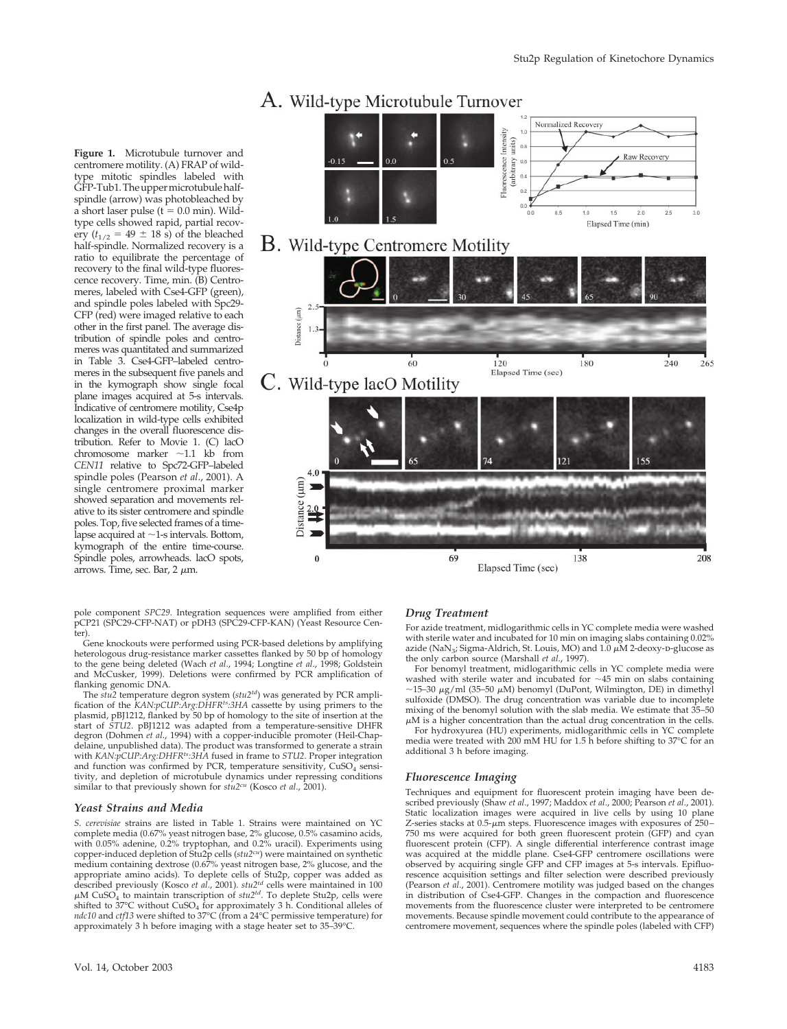**Figure 1.** Microtubule turnover and centromere motility. (A) FRAP of wild-type mitotic spindles labeled with GFP-Tub1. The upper microtubule half-spindle (arrow) was photobleached by a short laser pulse (t = 0.0 min). Wild-type cells showed rapid, partial recovery ($t_{1/2}$ = 49 ± 18 s) of the bleached half-spindle. Normalized recovery is a ratio to equilibrate the percentage of recovery to the final wild-type fluorescence recovery. Time, min. (B) Centromeres, labeled with Cse4-GFP (green), and spindle poles labeled with Spc29-CFP (red) were imaged relative to each other in the first panel. The average distribution of spindle poles and centromeres was quantitated and summarized in Table 3. Cse4-GFP–labeled centromeres in the subsequent five panels and in the kymograph show single focal plane images acquired at 5-s intervals. Indicative of centromere motility, Cse4p localization in wild-type cells exhibited changes in the overall fluorescence distribution. Refer to Movie 1. (C) lacO chromosome marker ~1.1 kb from *CEN11* relative to Spc72-GFP–labeled spindle poles (Pearson *et al.*, 2001). A single centromere proximal marker showed separation and movements relative to its sister centromere and spindle poles. Top, five selected frames of a time-lapse acquired at ~1-s intervals. Bottom, kymograph of the entire time-course. Spindle poles, arrowheads. lacO spots, arrows. Time, sec. Bar, 2 μm.

pole component *SPC29*. Integration sequences were amplified from either pCP21 (SPC29-CFP-NAT) or pDH3 (SPC29-CFP-KAN) (Yeast Resource Center).

Gene knockouts were performed using PCR-based deletions by amplifying heterologous drug-resistance marker cassettes flanked by 50 bp of homology to the gene being deleted (Wach *et al.*, 1994; Longtine *et al.*, 1998; Goldstein and McCusker, 1999). Deletions were confirmed by PCR amplification of flanking genomic DNA.

The *stu2* temperature degron system (*stu2$^{td}$*) was generated by PCR amplification of the *KAN:pCUP:Arg:DHFR$^{ts}$:3HA* cassette by using primers to the plasmid, pBJ1212, flanked by 50 bp of homology to the site of insertion at the start of *STU2*. pBJ1212 was adapted from a temperature-sensitive DHFR degron (Dohmen *et al.*, 1994) with a copper-inducible promoter (Heil-Chapdelaine, unpublished data). The product was transformed to generate a strain with *KAN:pCUP:Arg:DHFR$^{ts}$:3HA* fused in frame to *STU2*. Proper integration and function was confirmed by PCR, temperature sensitivity, $CuSO_4$ sensitivity, and depletion of microtubule dynamics under repressing conditions similar to that previously shown for *stu2$^{cu}$* (Kosco *et al.*, 2001).

### Yeast Strains and Media

*S. cerevisiae* strains are listed in Table 1. Strains were maintained on YC complete media (0.67% yeast nitrogen base, 2% glucose, 0.5% casamino acids, with 0.05% adenine, 0.2% tryptophan, and 0.2% uracil). Experiments using copper-induced depletion of Stu2p cells (*stu2$^{cu}$*) were maintained on synthetic medium containing dextrose (0.67% yeast nitrogen base, 2% glucose, and the appropriate amino acids). To deplete cells of Stu2p, copper was added as described previously (Kosco *et al.*, 2001). *stu2$^{td}$* cells were maintained in 100 μM $CuSO_4$ to maintain transcription of *stu2$^{td}$*. To deplete Stu2p, cells were shifted to 37°C without $CuSO_4$ for approximately 3 h. Conditional alleles of *ndc10* and *ctf13* were shifted to 37°C (from a 24°C permissive temperature) for approximately 3 h before imaging with a stage heater set to 35–39°C.

### Drug Treatment

For azide treatment, midlogarithmic cells in YC complete media were washed with sterile water and incubated for 10 min on imaging slabs containing 0.02% azide ($NaN_3$; Sigma-Aldrich, St. Louis, MO) and 1.0 μM 2-deoxy-D-glucose as the only carbon source (Marshall *et al.*, 1997).

For benomyl treatment, midlogarithmic cells in YC complete media were washed with sterile water and incubated for ~45 min on slabs containing ~15–30 μg/ml (35–50 μM) benomyl (DuPont, Wilmington, DE) in dimethyl sulfoxide (DMSO). The drug concentration was variable due to incomplete mixing of the benomyl solution with the slab media. We estimate that 35–50 μM is a higher concentration than the actual drug concentration in the cells.

For hydroxyurea (HU) experiments, midlogarithmic cells in YC complete media were treated with 200 mM HU for 1.5 h before shifting to 37°C for an additional 3 h before imaging.

### Fluorescence Imaging

Techniques and equipment for fluorescent protein imaging have been described previously (Shaw *et al.*, 1997; Maddox *et al.*, 2000; Pearson *et al.*, 2001). Static localization images were acquired in live cells by using 10 plane Z-series stacks at 0.5-μm steps. Fluorescence images with exposures of 250–750 ms were acquired for both green fluorescent protein (GFP) and cyan fluorescent protein (CFP). A single differential interference contrast image was acquired at the middle plane. Cse4-GFP centromere oscillations were observed by acquiring single GFP and CFP images at 5-s intervals. Epifluorescence acquisition settings and filter selection were described previously (Pearson *et al.*, 2001). Centromere motility was judged based on the changes in distribution of Cse4-GFP. Changes in the compaction and fluorescence movements from the fluorescence cluster were interpreted to be centromere movements. Because spindle movement could contribute to the appearance of centromere movement, sequences where the spindle poles (labeled with CFP)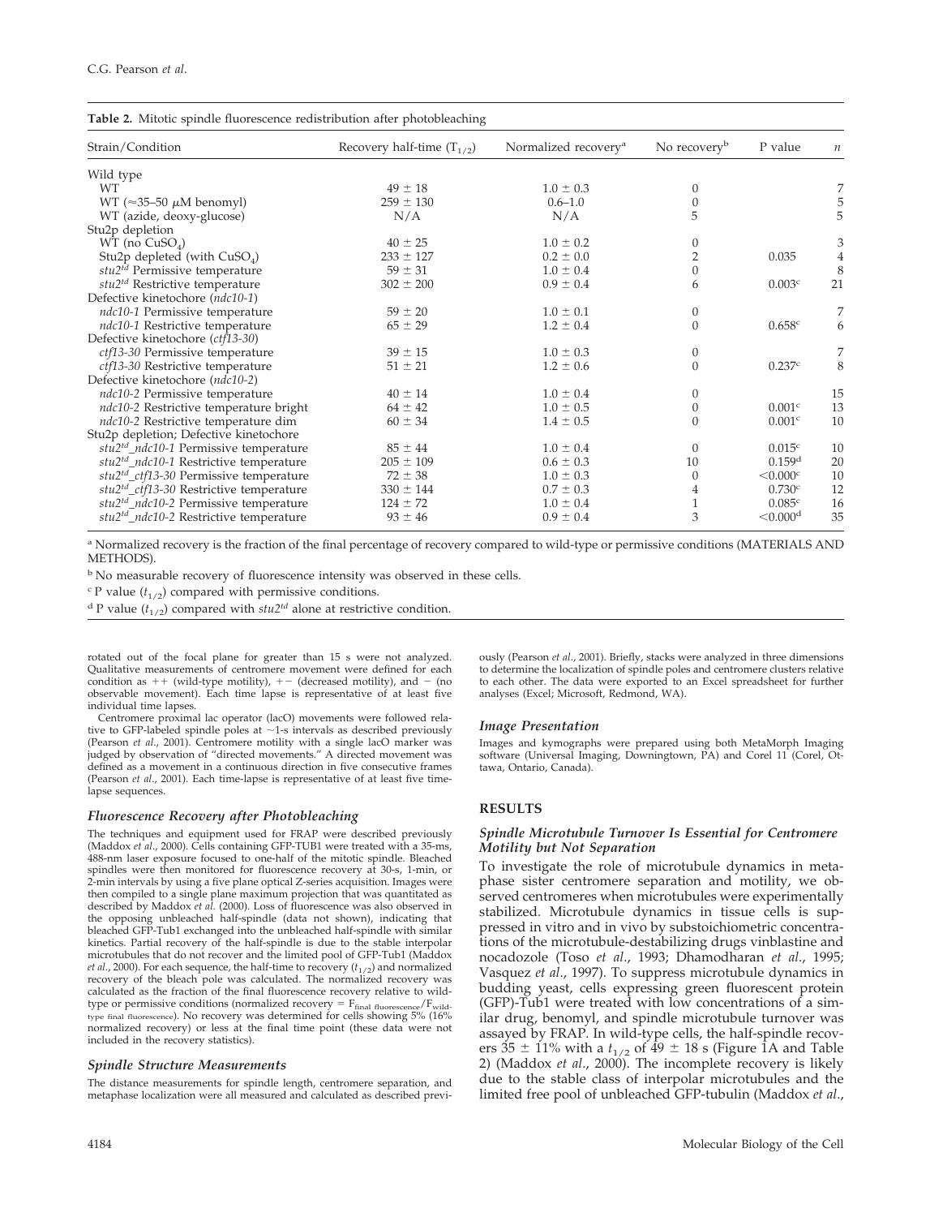**Table 2.** Mitotic spindle fluorescence redistribution after photobleaching

| Strain/Condition | Recovery half-time ($T_{1/2}$) | Normalized recovery[a] | No recovery[b] | P value | $n$ |
|---|---|---|---|---|---|
| Wild type | | | | | |
| WT | 49 ± 18 | 1.0 ± 0.3 | 0 | | 7 |
| WT (≈35–50 μM benomyl) | 259 ± 130 | 0.6–1.0 | 0 | | 5 |
| WT (azide, deoxy-glucose) | N/A | N/A | 5 | | 5 |
| Stu2p depletion | | | | | |
| WT (no $CuSO_4$) | 40 ± 25 | 1.0 ± 0.2 | 0 | | 3 |
| Stu2p depleted (with $CuSO_4$) | 233 ± 127 | 0.2 ± 0.0 | 2 | 0.035 | 4 |
| *stu2[td]* Permissive temperature | 59 ± 31 | 1.0 ± 0.4 | 0 | | 8 |
| *stu2[td]* Restrictive temperature | 302 ± 200 | 0.9 ± 0.4 | 6 | 0.003[c] | 21 |
| Defective kinetochore (*ndc10-1*) | | | | | |
| *ndc10-1* Permissive temperature | 59 ± 20 | 1.0 ± 0.1 | 0 | | 7 |
| *ndc10-1* Restrictive temperature | 65 ± 29 | 1.2 ± 0.4 | 0 | 0.658[c] | 6 |
| Defective kinetochore (*ctf13-30*) | | | | | |
| *ctf13-30* Permissive temperature | 39 ± 15 | 1.0 ± 0.3 | 0 | | 7 |
| *ctf13-30* Restrictive temperature | 51 ± 21 | 1.2 ± 0.6 | 0 | 0.237[c] | 8 |
| Defective kinetochore (*ndc10-2*) | | | | | |
| *ndc10-2* Permissive temperature | 40 ± 14 | 1.0 ± 0.4 | 0 | | 15 |
| *ndc10-2* Restrictive temperature bright | 64 ± 42 | 1.0 ± 0.5 | 0 | 0.001[c] | 13 |
| *ndc10-2* Restrictive temperature dim | 60 ± 34 | 1.4 ± 0.5 | 0 | 0.001[c] | 10 |
| Stu2p depletion; Defective kinetochore | | | | | |
| *stu2[td]_ndc10-1* Permissive temperature | 85 ± 44 | 1.0 ± 0.4 | 0 | 0.015[c] | 10 |
| *stu2[td]_ndc10-1* Restrictive temperature | 205 ± 109 | 0.6 ± 0.3 | 10 | 0.159[d] | 20 |
| *stu2[td]_ctf13-30* Permissive temperature | 72 ± 38 | 1.0 ± 0.3 | 0 | <0.000[c] | 10 |
| *stu2[td]_ctf13-30* Restrictive temperature | 330 ± 144 | 0.7 ± 0.3 | 4 | 0.730[c] | 12 |
| *stu2[td]_ndc10-2* Permissive temperature | 124 ± 72 | 1.0 ± 0.4 | 1 | 0.085[c] | 16 |
| *stu2[td]_ndc10-2* Restrictive temperature | 93 ± 46 | 0.9 ± 0.4 | 3 | <0.000[d] | 35 |

[a] Normalized recovery is the fraction of the final percentage of recovery compared to wild-type or permissive conditions (MATERIALS AND METHODS).

[b] No measurable recovery of fluorescence intensity was observed in these cells.

[c] P value ($t_{1/2}$) compared with permissive conditions.

[d] P value ($t_{1/2}$) compared with *stu2[td]* alone at restrictive condition.

rotated out of the focal plane for greater than 15 s were not analyzed. Qualitative measurements of centromere movement were defined for each condition as ++ (wild-type motility), +− (decreased motility), and − (no observable movement). Each time lapse is representative of at least five individual time lapses.

Centromere proximal lac operator (lacO) movements were followed relative to GFP-labeled spindle poles at ~1-s intervals as described previously (Pearson *et al*., 2001). Centromere motility with a single lacO marker was judged by observation of "directed movements." A directed movement was defined as a movement in a continuous direction in five consecutive frames (Pearson *et al*., 2001). Each time-lapse is representative of at least five time-lapse sequences.

### Fluorescence Recovery after Photobleaching

The techniques and equipment used for FRAP were described previously (Maddox *et al*., 2000). Cells containing GFP-TUB1 were treated with a 35-ms, 488-nm laser exposure focused to one-half of the mitotic spindle. Bleached spindles were then monitored for fluorescence recovery at 30-s, 1-min, or 2-min intervals by using a five plane optical Z-series acquisition. Images were then compiled to a single plane maximum projection that was quantitated as described by Maddox *et al.* (2000). Loss of fluorescence was also observed in the opposing unbleached half-spindle (data not shown), indicating that bleached GFP-Tub1 exchanged into the unbleached half-spindle with similar kinetics. Partial recovery of the half-spindle is due to the stable interpolar microtubules that do not recover and the limited pool of GFP-Tub1 (Maddox *et al.*, 2000). For each sequence, the half-time to recovery ($t_{1/2}$) and normalized recovery of the bleach pole was calculated. The normalized recovery was calculated as the fraction of the final fluorescence recovery relative to wild-type or permissive conditions (normalized recovery = $F_{final\ fluorescence}/F_{wild\text{-}type\ final\ fluorescence}$). No recovery was determined for cells showing 5% (16% normalized recovery) or less at the final time point (these data were not included in the recovery statistics).

### Spindle Structure Measurements

The distance measurements for spindle length, centromere separation, and metaphase localization were all measured and calculated as described previously (Pearson *et al*., 2001). Briefly, stacks were analyzed in three dimensions to determine the localization of spindle poles and centromere clusters relative to each other. The data were exported to an Excel spreadsheet for further analyses (Excel; Microsoft, Redmond, WA).

### Image Presentation

Images and kymographs were prepared using both MetaMorph Imaging software (Universal Imaging, Downingtown, PA) and Corel 11 (Corel, Ottawa, Ontario, Canada).

## RESULTS

### Spindle Microtubule Turnover Is Essential for Centromere Motility but Not Separation

To investigate the role of microtubule dynamics in metaphase sister centromere separation and motility, we observed centromeres when microtubules were experimentally stabilized. Microtubule dynamics in tissue cells is suppressed in vitro and in vivo by substoichiometric concentrations of the microtubule-destabilizing drugs vinblastine and nocadozole (Toso *et al*., 1993; Dhamodharan *et al*., 1995; Vasquez *et al*., 1997). To suppress microtubule dynamics in budding yeast, cells expressing green fluorescent protein (GFP)-Tub1 were treated with low concentrations of a similar drug, benomyl, and spindle microtubule turnover was assayed by FRAP. In wild-type cells, the half-spindle recovers 35 ± 11% with a $t_{1/2}$ of 49 ± 18 s (Figure 1A and Table 2) (Maddox *et al*., 2000). The incomplete recovery is likely due to the stable class of interpolar microtubules and the limited free pool of unbleached GFP-tubulin (Maddox *et al*.,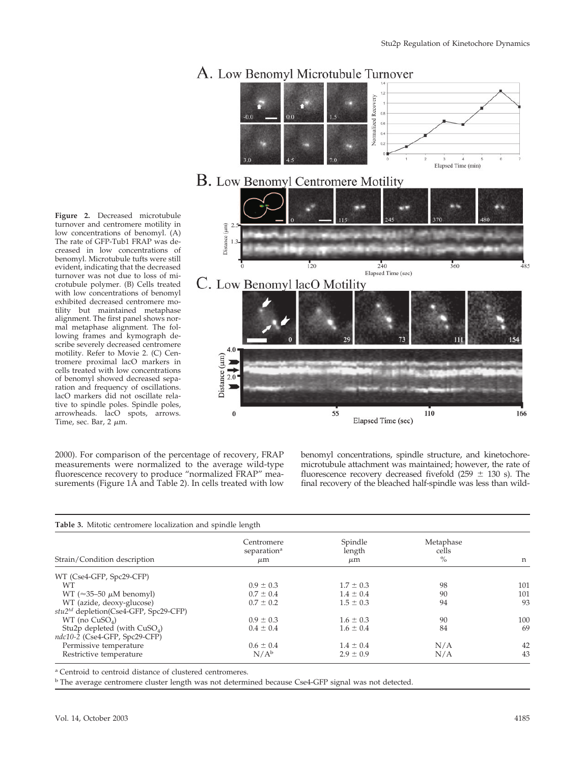**Figure 2.** Decreased microtubule turnover and centromere motility in low concentrations of benomyl. (A) The rate of GFP-Tub1 FRAP was decreased in low concentrations of benomyl. Microtubule tufts were still evident, indicating that the decreased turnover was not due to loss of microtubule polymer. (B) Cells treated with low concentrations of benomyl exhibited decreased centromere motility but maintained metaphase alignment. The first panel shows normal metaphase alignment. The following frames and kymograph describe severely decreased centromere motility. Refer to Movie 2. (C) Centromere proximal lacO markers in cells treated with low concentrations of benomyl showed decreased separation and frequency of oscillations. lacO markers did not oscillate relative to spindle poles. Spindle poles, arrowheads. lacO spots, arrows. Time, sec. Bar, 2 μm.

2000). For comparison of the percentage of recovery, FRAP measurements were normalized to the average wild-type fluorescence recovery to produce "normalized FRAP" measurements (Figure 1A and Table 2). In cells treated with low benomyl concentrations, spindle structure, and kinetochore-microtubule attachment was maintained; however, the rate of fluorescence recovery decreased fivefold (259 ± 130 s). The final recovery of the bleached half-spindle was less than wild-

**Table 3.** Mitotic centromere localization and spindle length

| Strain/Condition description | Centromere separation[a] μm | Spindle length μm | Metaphase cells % | n |
|---|---|---|---|---|
| WT (Cse4-GFP, Spc29-CFP) | | | | |
| WT | 0.9 ± 0.3 | 1.7 ± 0.3 | 98 | 101 |
| WT (≈35–50 μM benomyl) | 0.7 ± 0.4 | 1.4 ± 0.4 | 90 | 101 |
| WT (azide, deoxy-glucose) | 0.7 ± 0.2 | 1.5 ± 0.3 | 94 | 93 |
| *stu2[td]* depletion(Cse4-GFP, Spc29-CFP) | | | | |
| WT (no $CuSO_4$) | 0.9 ± 0.3 | 1.6 ± 0.3 | 90 | 100 |
| Stu2p depleted (with $CuSO_4$) | 0.4 ± 0.4 | 1.6 ± 0.4 | 84 | 69 |
| *ndc10-2* (Cse4-GFP, Spc29-CFP) | | | | |
| Permissive temperature | 0.6 ± 0.4 | 1.4 ± 0.4 | N/A | 42 |
| Restrictive temperature | N/A[b] | 2.9 ± 0.9 | N/A | 43 |

[a] Centroid to centroid distance of clustered centromeres.

[b] The average centromere cluster length was not determined because Cse4-GFP signal was not detected.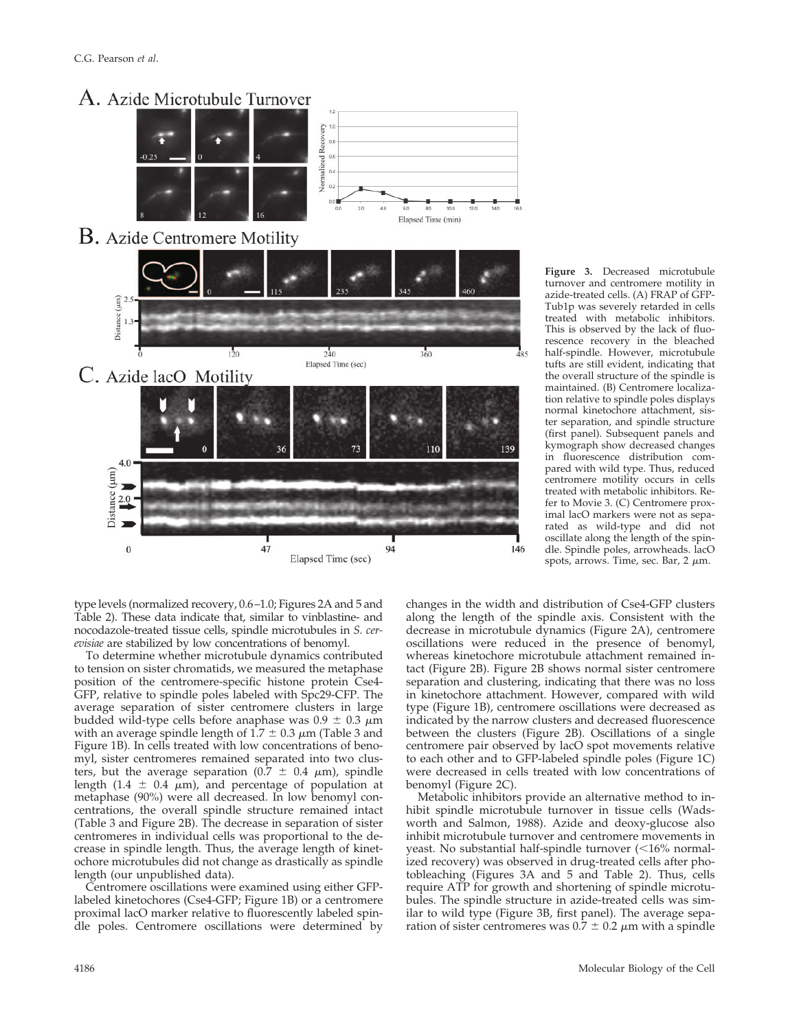**Figure 3.** Decreased microtubule turnover and centromere motility in azide-treated cells. (A) FRAP of GFP-Tub1p was severely retarded in cells treated with metabolic inhibitors. This is observed by the lack of fluorescence recovery in the bleached half-spindle. However, microtubule tufts are still evident, indicating that the overall structure of the spindle is maintained. (B) Centromere localization relative to spindle poles displays normal kinetochore attachment, sister separation, and spindle structure (first panel). Subsequent panels and kymograph show decreased changes in fluorescence distribution compared with wild type. Thus, reduced centromere motility occurs in cells treated with metabolic inhibitors. Refer to Movie 3. (C) Centromere proximal lacO markers were not as separated as wild-type and did not oscillate along the length of the spindle. Spindle poles, arrowheads. lacO spots, arrows. Time, sec. Bar, 2 μm.

type levels (normalized recovery, 0.6–1.0; Figures 2A and 5 and Table 2). These data indicate that, similar to vinblastine- and nocodazole-treated tissue cells, spindle microtubules in *S. cerevisiae* are stabilized by low concentrations of benomyl.

To determine whether microtubule dynamics contributed to tension on sister chromatids, we measured the metaphase position of the centromere-specific histone protein Cse4-GFP, relative to spindle poles labeled with Spc29-CFP. The average separation of sister centromere clusters in large budded wild-type cells before anaphase was 0.9 ± 0.3 μm with an average spindle length of 1.7 ± 0.3 μm (Table 3 and Figure 1B). In cells treated with low concentrations of benomyl, sister centromeres remained separated into two clusters, but the average separation (0.7 ± 0.4 μm), spindle length (1.4 ± 0.4 μm), and percentage of population at metaphase (90%) were all decreased. In low benomyl concentrations, the overall spindle structure remained intact (Table 3 and Figure 2B). The decrease in separation of sister centromeres in individual cells was proportional to the decrease in spindle length. Thus, the average length of kinetochore microtubules did not change as drastically as spindle length (our unpublished data).

Centromere oscillations were examined using either GFP-labeled kinetochores (Cse4-GFP; Figure 1B) or a centromere proximal lacO marker relative to fluorescently labeled spindle poles. Centromere oscillations were determined by changes in the width and distribution of Cse4-GFP clusters along the length of the spindle axis. Consistent with the decrease in microtubule dynamics (Figure 2A), centromere oscillations were reduced in the presence of benomyl, whereas kinetochore microtubule attachment remained intact (Figure 2B). Figure 2B shows normal sister centromere separation and clustering, indicating that there was no loss in kinetochore attachment. However, compared with wild type (Figure 1B), centromere oscillations were decreased as indicated by the narrow clusters and decreased fluorescence between the clusters (Figure 2B). Oscillations of a single centromere pair observed by lacO spot movements relative to each other and to GFP-labeled spindle poles (Figure 1C) were decreased in cells treated with low concentrations of benomyl (Figure 2C).

Metabolic inhibitors provide an alternative method to inhibit spindle microtubule turnover in tissue cells (Wadsworth and Salmon, 1988). Azide and deoxy-glucose also inhibit microtubule turnover and centromere movements in yeast. No substantial half-spindle turnover (<16% normalized recovery) was observed in drug-treated cells after photobleaching (Figures 3A and 5 and Table 2). Thus, cells require ATP for growth and shortening of spindle microtubules. The spindle structure in azide-treated cells was similar to wild type (Figure 3B, first panel). The average separation of sister centromeres was 0.7 ± 0.2 μm with a spindle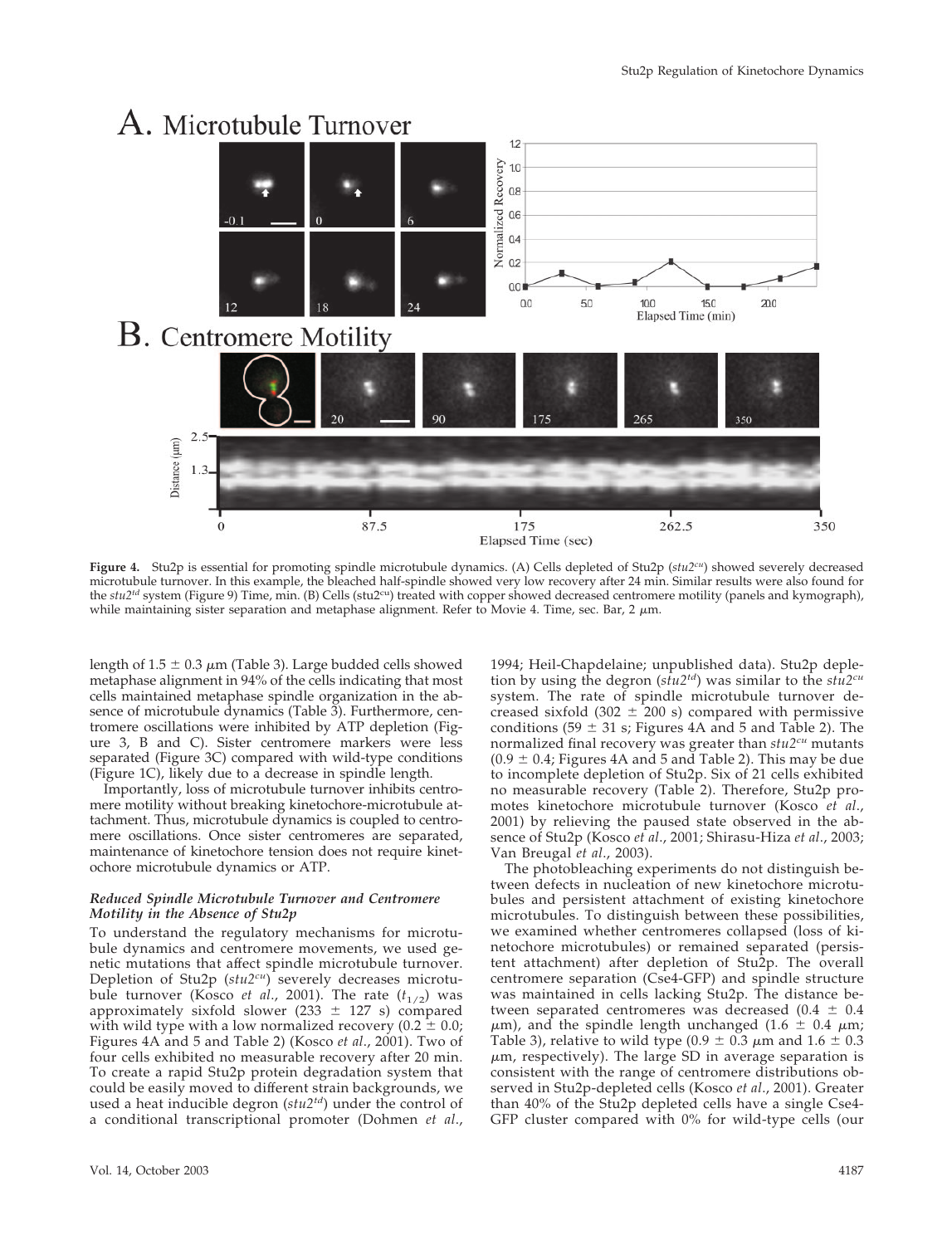**Figure 4.** Stu2p is essential for promoting spindle microtubule dynamics. (A) Cells depleted of Stu2p ($stu2^{cu}$) showed severely decreased microtubule turnover. In this example, the bleached half-spindle showed very low recovery after 24 min. Similar results were also found for the $stu2^{td}$ system (Figure 9) Time, min. (B) Cells ($stu2^{cu}$) treated with copper showed decreased centromere motility (panels and kymograph), while maintaining sister separation and metaphase alignment. Refer to Movie 4. Time, sec. Bar, 2 μm.

length of 1.5 ± 0.3 μm (Table 3). Large budded cells showed metaphase alignment in 94% of the cells indicating that most cells maintained metaphase spindle organization in the absence of microtubule dynamics (Table 3). Furthermore, centromere oscillations were inhibited by ATP depletion (Figure 3, B and C). Sister centromere markers were less separated (Figure 3C) compared with wild-type conditions (Figure 1C), likely due to a decrease in spindle length.

Importantly, loss of microtubule turnover inhibits centromere motility without breaking kinetochore-microtubule attachment. Thus, microtubule dynamics is coupled to centromere oscillations. Once sister centromeres are separated, maintenance of kinetochore tension does not require kinetochore microtubule dynamics or ATP.

### *Reduced Spindle Microtubule Turnover and Centromere Motility in the Absence of Stu2p*

To understand the regulatory mechanisms for microtubule dynamics and centromere movements, we used genetic mutations that affect spindle microtubule turnover. Depletion of Stu2p ($stu2^{cu}$) severely decreases microtubule turnover (Kosco *et al.*, 2001). The rate ($t_{1/2}$) was approximately sixfold slower (233 ± 127 s) compared with wild type with a low normalized recovery (0.2 ± 0.0; Figures 4A and 5 and Table 2) (Kosco *et al.*, 2001). Two of four cells exhibited no measurable recovery after 20 min. To create a rapid Stu2p protein degradation system that could be easily moved to different strain backgrounds, we used a heat inducible degron ($stu2^{td}$) under the control of a conditional transcriptional promoter (Dohmen *et al.*, 1994; Heil-Chapdelaine; unpublished data). Stu2p depletion by using the degron ($stu2^{td}$) was similar to the $stu2^{cu}$ system. The rate of spindle microtubule turnover decreased sixfold (302 ± 200 s) compared with permissive conditions (59 ± 31 s; Figures 4A and 5 and Table 2). The normalized final recovery was greater than $stu2^{cu}$ mutants (0.9 ± 0.4; Figures 4A and 5 and Table 2). This may be due to incomplete depletion of Stu2p. Six of 21 cells exhibited no measurable recovery (Table 2). Therefore, Stu2p promotes kinetochore microtubule turnover (Kosco *et al.*, 2001) by relieving the paused state observed in the absence of Stu2p (Kosco *et al.*, 2001; Shirasu-Hiza *et al.*, 2003; Van Breugal *et al.*, 2003).

The photobleaching experiments do not distinguish between defects in nucleation of new kinetochore microtubules and persistent attachment of existing kinetochore microtubules. To distinguish between these possibilities, we examined whether centromeres collapsed (loss of kinetochore microtubules) or remained separated (persistent attachment) after depletion of Stu2p. The overall centromere separation (Cse4-GFP) and spindle structure was maintained in cells lacking Stu2p. The distance between separated centromeres was decreased (0.4 ± 0.4 μm), and the spindle length unchanged (1.6 ± 0.4 μm; Table 3), relative to wild type (0.9 ± 0.3 μm and 1.6 ± 0.3 μm, respectively). The large SD in average separation is consistent with the range of centromere distributions observed in Stu2p-depleted cells (Kosco *et al.*, 2001). Greater than 40% of the Stu2p depleted cells have a single Cse4-GFP cluster compared with 0% for wild-type cells (our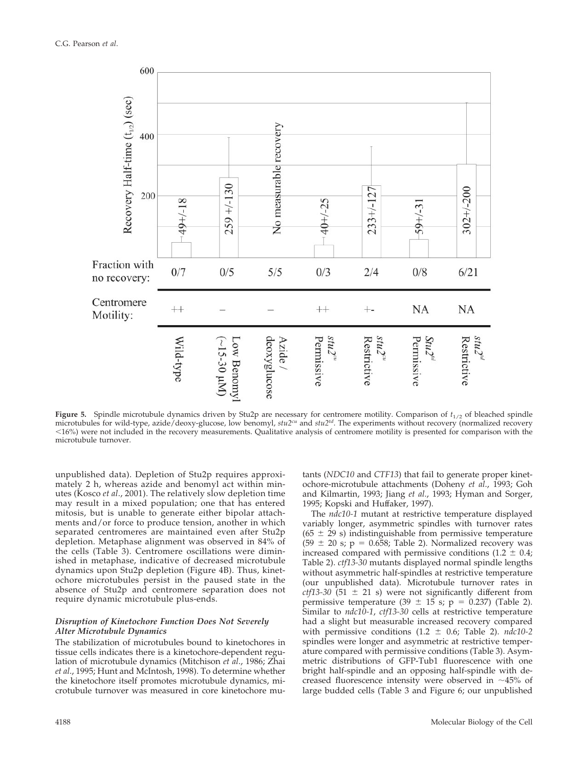| | Wild-type | Low Benomyl (~15-30 μM) | Azide / deoxyglucose | $stu2^{cu}$ Permissive | $stu2^{cu}$ Restrictive | $Stu2^{td}$ Permissive | $stu2^{td}$ Restrictive |
|---|---|---|---|---|---|---|---|
| Recovery Half-time ($t_{1/2}$) (sec) | 49+/-18 | 259 +/-130 | No measurable recovery | 40+/-25 | 233+/-127 | 59+/-31 | 302+/-200 |
| Fraction with no recovery: | 0/7 | 0/5 | 5/5 | 0/3 | 2/4 | 0/8 | 6/21 |
| Centromere Motility: | ++ | – | – | ++ | +- | NA | NA |

**Figure 5.** Spindle microtubule dynamics driven by Stu2p are necessary for centromere motility. Comparison of $t_{1/2}$ of bleached spindle microtubules for wild-type, azide/deoxy-glucose, low benomyl, $stu2^{cu}$ and $stu2^{td}$. The experiments without recovery (normalized recovery <16%) were not included in the recovery measurements. Qualitative analysis of centromere motility is presented for comparison with the microtubule turnover.

unpublished data). Depletion of Stu2p requires approximately 2 h, whereas azide and benomyl act within minutes (Kosco *et al*., 2001). The relatively slow depletion time may result in a mixed population; one that has entered mitosis, but is unable to generate either bipolar attachments and/or force to produce tension, another in which separated centromeres are maintained even after Stu2p depletion. Metaphase alignment was observed in 84% of the cells (Table 3). Centromere oscillations were diminished in metaphase, indicative of decreased microtubule dynamics upon Stu2p depletion (Figure 4B). Thus, kinetochore microtubules persist in the paused state in the absence of Stu2p and centromere separation does not require dynamic microtubule plus-ends.

### *Disruption of Kinetochore Function Does Not Severely Alter Microtubule Dynamics*

The stabilization of microtubules bound to kinetochores in tissue cells indicates there is a kinetochore-dependent regulation of microtubule dynamics (Mitchison *et al*., 1986; Zhai *et al*., 1995; Hunt and McIntosh, 1998). To determine whether the kinetochore itself promotes microtubule dynamics, microtubule turnover was measured in core kinetochore mutants (*NDC10* and *CTF13*) that fail to generate proper kinetochore-microtubule attachments (Doheny *et al*., 1993; Goh and Kilmartin, 1993; Jiang *et al*., 1993; Hyman and Sorger, 1995; Kopski and Huffaker, 1997).

The *ndc10-1* mutant at restrictive temperature displayed variably longer, asymmetric spindles with turnover rates (65 ± 29 s) indistinguishable from permissive temperature (59 ± 20 s; $p = 0.658$; Table 2). Normalized recovery was increased compared with permissive conditions (1.2 ± 0.4; Table 2). *ctf13-30* mutants displayed normal spindle lengths without asymmetric half-spindles at restrictive temperature (our unpublished data). Microtubule turnover rates in *ctf13-30* (51 ± 21 s) were not significantly different from permissive temperature (39 ± 15 s; $p = 0.237$) (Table 2). Similar to *ndc10-1*, *ctf13-30* cells at restrictive temperature had a slight but measurable increased recovery compared with permissive conditions (1.2 ± 0.6; Table 2). *ndc10-2* spindles were longer and asymmetric at restrictive temperature compared with permissive conditions (Table 3). Asymmetric distributions of GFP-Tub1 fluorescence with one bright half-spindle and an opposing half-spindle with decreased fluorescence intensity were observed in ~45% of large budded cells (Table 3 and Figure 6; our unpublished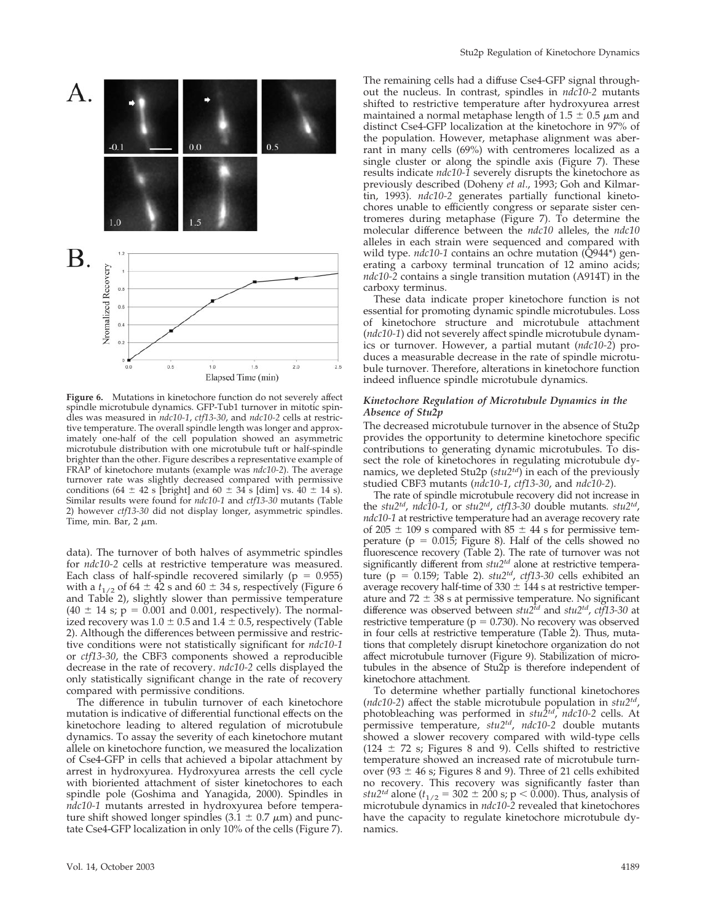**Figure 6.** Mutations in kinetochore function do not severely affect spindle microtubule dynamics. GFP-Tub1 turnover in mitotic spindles was measured in *ndc10-1*, *ctf13-30*, and *ndc10-2* cells at restrictive temperature. The overall spindle length was longer and approximately one-half of the cell population showed an asymmetric microtubule distribution with one microtubule tuft or half-spindle brighter than the other. Figure describes a representative example of FRAP of kinetochore mutants (example was *ndc10-2*). The average turnover rate was slightly decreased compared with permissive conditions (64 ± 42 s [bright] and 60 ± 34 s [dim] vs. 40 ± 14 s). Similar results were found for *ndc10-1* and *ctf13-30* mutants (Table 2) however *ctf13-30* did not display longer, asymmetric spindles. Time, min. Bar, 2 μm.

data). The turnover of both halves of asymmetric spindles for *ndc10-2* cells at restrictive temperature was measured. Each class of half-spindle recovered similarly ($p = 0.955$) with a $t_{1/2}$ of 64 ± 42 s and 60 ± 34 s, respectively (Figure 6 and Table 2), slightly slower than permissive temperature (40 ± 14 s; $p = 0.001$ and 0.001, respectively). The normalized recovery was 1.0 ± 0.5 and 1.4 ± 0.5, respectively (Table 2). Although the differences between permissive and restrictive conditions were not statistically significant for *ndc10-1* or *ctf13-30*, the CBF3 components showed a reproducible decrease in the rate of recovery. *ndc10-2* cells displayed the only statistically significant change in the rate of recovery compared with permissive conditions.

The difference in tubulin turnover of each kinetochore mutation is indicative of differential functional effects on the kinetochore leading to altered regulation of microtubule dynamics. To assay the severity of each kinetochore mutant allele on kinetochore function, we measured the localization of Cse4-GFP in cells that achieved a bipolar attachment by arrest in hydroxyurea. Hydroxyurea arrests the cell cycle with bioriented attachment of sister kinetochores to each spindle pole (Goshima and Yanagida, 2000). Spindles in *ndc10-1* mutants arrested in hydroxyurea before temperature shift showed longer spindles (3.1 ± 0.7 μm) and punctate Cse4-GFP localization in only 10% of the cells (Figure 7). The remaining cells had a diffuse Cse4-GFP signal throughout the nucleus. In contrast, spindles in *ndc10-2* mutants shifted to restrictive temperature after hydroxyurea arrest maintained a normal metaphase length of 1.5 ± 0.5 μm and distinct Cse4-GFP localization at the kinetochore in 97% of the population. However, metaphase alignment was aberrant in many cells (69%) with centromeres localized as a single cluster or along the spindle axis (Figure 7). These results indicate *ndc10-1* severely disrupts the kinetochore as previously described (Doheny *et al*., 1993; Goh and Kilmartin, 1993). *ndc10-2* generates partially functional kinetochores unable to efficiently congress or separate sister centromeres during metaphase (Figure 7). To determine the molecular difference between the *ndc10* alleles, the *ndc10* alleles in each strain were sequenced and compared with wild type. *ndc10-1* contains an ochre mutation (Q944*) generating a carboxy terminal truncation of 12 amino acids; *ndc10-2* contains a single transition mutation (A914T) in the carboxy terminus.

These data indicate proper kinetochore function is not essential for promoting dynamic spindle microtubules. Loss of kinetochore structure and microtubule attachment (*ndc10-1*) did not severely affect spindle microtubule dynamics or turnover. However, a partial mutant (*ndc10-2*) produces a measurable decrease in the rate of spindle microtubule turnover. Therefore, alterations in kinetochore function indeed influence spindle microtubule dynamics.

### *Kinetochore Regulation of Microtubule Dynamics in the Absence of Stu2p*

The decreased microtubule turnover in the absence of Stu2p provides the opportunity to determine kinetochore specific contributions to generating dynamic microtubules. To dissect the role of kinetochores in regulating microtubule dynamics, we depleted Stu2p (*stu2^td^*) in each of the previously studied CBF3 mutants (*ndc10-1*, *ctf13-30*, and *ndc10-2*).

The rate of spindle microtubule recovery did not increase in the *stu2^td^*, *ndc10-1*, or *stu2^td^*, *ctf13-30* double mutants. *stu2^td^*, *ndc10-1* at restrictive temperature had an average recovery rate of 205 ± 109 s compared with 85 ± 44 s for permissive temperature ($p = 0.015$; Figure 8). Half of the cells showed no fluorescence recovery (Table 2). The rate of turnover was not significantly different from *stu2^td^* alone at restrictive temperature ($p = 0.159$; Table 2). *stu2^td^*, *ctf13-30* cells exhibited an average recovery half-time of 330 ± 144 s at restrictive temperature and 72 ± 38 s at permissive temperature. No significant difference was observed between *stu2^td^* and *stu2^td^*, *ctf13-30* at restrictive temperature ($p = 0.730$). No recovery was observed in four cells at restrictive temperature (Table 2). Thus, mutations that completely disrupt kinetochore organization do not affect microtubule turnover (Figure 9). Stabilization of microtubules in the absence of Stu2p is therefore independent of kinetochore attachment.

To determine whether partially functional kinetochores (*ndc10-2*) affect the stable microtubule population in *stu2^td^*, photobleaching was performed in *stu2^td^*, *ndc10-2* cells. At permissive temperature, *stu2^td^*, *ndc10-2* double mutants showed a slower recovery compared with wild-type cells (124 ± 72 s; Figures 8 and 9). Cells shifted to restrictive temperature showed an increased rate of microtubule turnover (93 ± 46 s; Figures 8 and 9). Three of 21 cells exhibited no recovery. This recovery was significantly faster than *stu2^td^* alone ($t_{1/2}$ = 302 ± 200 s; $p < 0.000$). Thus, analysis of microtubule dynamics in *ndc10-2* revealed that kinetochores have the capacity to regulate kinetochore microtubule dynamics.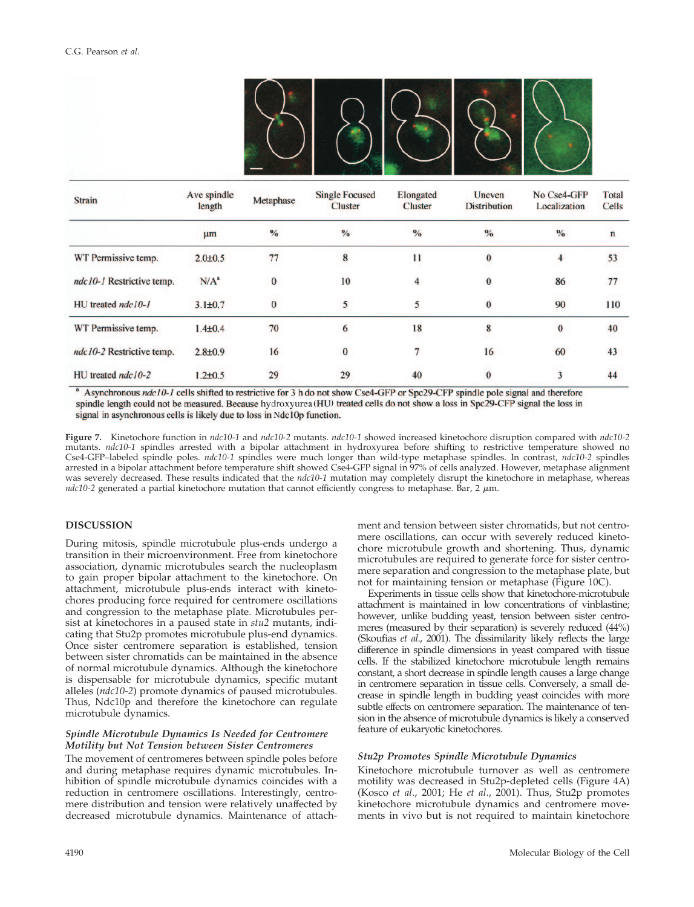| Strain | Ave spindle length | Metaphase | Single Focused Cluster | Elongated Cluster | Uneven Distribution | No Cse4-GFP Localization | Total Cells |
|---|---|---|---|---|---|---|---|
| | μm | % | % | % | % | % | n |
| WT Permissive temp. | 2.0±0.5 | 77 | 8 | 11 | 0 | 4 | 53 |
| *ndc10-1* Restrictive temp. | N/A[a] | 0 | 10 | 4 | 0 | 86 | 77 |
| HU treated *ndc10-1* | 3.1±0.7 | 0 | 5 | 5 | 0 | 90 | 110 |
| WT Permissive temp. | 1.4±0.4 | 70 | 6 | 18 | 8 | 0 | 40 |
| *ndc10-2* Restrictive temp. | 2.8±0.9 | 16 | 0 | 7 | 16 | 60 | 43 |
| HU treated *ndc10-2* | 1.2±0.5 | 29 | 29 | 40 | 0 | 3 | 44 |

[a] Asynchronous *ndc10-1* cells shifted to restrictive for 3 h do not show Cse4-GFP or Spc29-CFP spindle pole signal and therefore spindle length could not be measured. Because hydroxyurea (HU) treated cells do not show a loss in Spc29-CFP signal the loss in signal in asynchronous cells is likely due to loss in Ndc10p function.

**Figure 7.** Kinetochore function in *ndc10-1* and *ndc10-2* mutants. *ndc10-1* showed increased kinetochore disruption compared with *ndc10-2* mutants. *ndc10-1* spindles arrested with a bipolar attachment in hydroxyurea before shifting to restrictive temperature showed no Cse4-GFP–labeled spindle poles. *ndc10-1* spindles were much longer than wild-type metaphase spindles. In contrast, *ndc10-2* spindles arrested in a bipolar attachment before temperature shift showed Cse4-GFP signal in 97% of cells analyzed. However, metaphase alignment was severely decreased. These results indicated that the *ndc10-1* mutation may completely disrupt the kinetochore in metaphase, whereas *ndc10-2* generated a partial kinetochore mutation that cannot efficiently congress to metaphase. Bar, 2 μm.

## DISCUSSION

During mitosis, spindle microtubule plus-ends undergo a transition in their microenvironment. Free from kinetochore association, dynamic microtubules search the nucleoplasm to gain proper bipolar attachment to the kinetochore. On attachment, microtubule plus-ends interact with kinetochores producing force required for centromere oscillations and congression to the metaphase plate. Microtubules persist at kinetochores in a paused state in *stu2* mutants, indicating that Stu2p promotes microtubule plus-end dynamics. Once sister centromere separation is established, tension between sister chromatids can be maintained in the absence of normal microtubule dynamics. Although the kinetochore is dispensable for microtubule dynamics, specific mutant alleles (*ndc10-2*) promote dynamics of paused microtubules. Thus, Ndc10p and therefore the kinetochore can regulate microtubule dynamics.

### *Spindle Microtubule Dynamics Is Needed for Centromere Motility but Not Tension between Sister Centromeres*

The movement of centromeres between spindle poles before and during metaphase requires dynamic microtubules. Inhibition of spindle microtubule dynamics coincides with a reduction in centromere oscillations. Interestingly, centromere distribution and tension were relatively unaffected by decreased microtubule dynamics. Maintenance of attachment and tension between sister chromatids, but not centromere oscillations, can occur with severely reduced kinetochore microtubule growth and shortening. Thus, dynamic microtubules are required to generate force for sister centromere separation and congression to the metaphase plate, but not for maintaining tension or metaphase (Figure 10C).

Experiments in tissue cells show that kinetochore-microtubule attachment is maintained in low concentrations of vinblastine; however, unlike budding yeast, tension between sister centromeres (measured by their separation) is severely reduced (44%) (Skoufias *et al.*, 2001). The dissimilarity likely reflects the large difference in spindle dimensions in yeast compared with tissue cells. If the stabilized kinetochore microtubule length remains constant, a short decrease in spindle length causes a large change in centromere separation in tissue cells. Conversely, a small decrease in spindle length in budding yeast coincides with more subtle effects on centromere separation. The maintenance of tension in the absence of microtubule dynamics is likely a conserved feature of eukaryotic kinetochores.

### *Stu2p Promotes Spindle Microtubule Dynamics*

Kinetochore microtubule turnover as well as centromere motility was decreased in Stu2p-depleted cells (Figure 4A) (Kosco *et al.*, 2001; He *et al.*, 2001). Thus, Stu2p promotes kinetochore microtubule dynamics and centromere movements in vivo but is not required to maintain kinetochore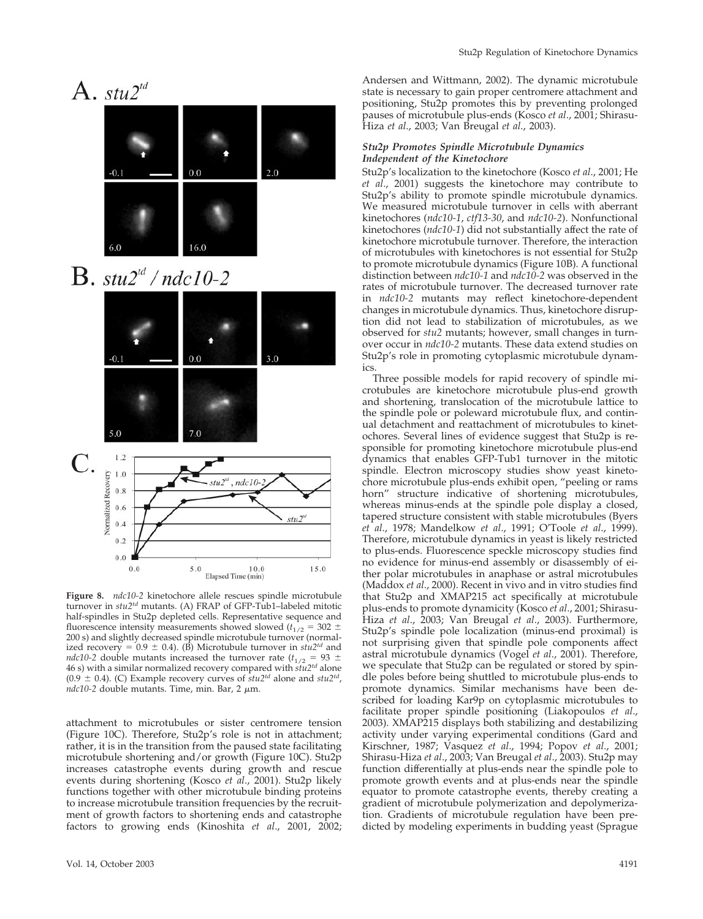**Figure 8.** *ndc10-2* kinetochore allele rescues spindle microtubule turnover in $stu2^{td}$ mutants. (A) FRAP of GFP-Tub1–labeled mitotic half-spindles in Stu2p depleted cells. Representative sequence and fluorescence intensity measurements showed slowed ($t_{1/2}$ = 302 ± 200 s) and slightly decreased spindle microtubule turnover (normalized recovery = 0.9 ± 0.4). (B) Microtubule turnover in $stu2^{td}$ and *ndc10-2* double mutants increased the turnover rate ($t_{1/2}$ = 93 ± 46 s) with a similar normalized recovery compared with $stu2^{td}$ alone (0.9 ± 0.4). (C) Example recovery curves of $stu2^{td}$ alone and $stu2^{td}$, *ndc10-2* double mutants. Time, min. Bar, 2 μm.

attachment to microtubules or sister centromere tension (Figure 10C). Therefore, Stu2p's role is not in attachment; rather, it is in the transition from the paused state facilitating microtubule shortening and/or growth (Figure 10C). Stu2p increases catastrophe events during growth and rescue events during shortening (Kosco *et al*., 2001). Stu2p likely functions together with other microtubule binding proteins to increase microtubule transition frequencies by the recruitment of growth factors to shortening ends and catastrophe factors to growing ends (Kinoshita *et al*., 2001, 2002; Andersen and Wittmann, 2002). The dynamic microtubule state is necessary to gain proper centromere attachment and positioning, Stu2p promotes this by preventing prolonged pauses of microtubule plus-ends (Kosco *et al*., 2001; Shirasu-Hiza *et al*., 2003; Van Breugal *et al*., 2003).

### *Stu2p Promotes Spindle Microtubule Dynamics Independent of the Kinetochore*

Stu2p's localization to the kinetochore (Kosco *et al*., 2001; He *et al*., 2001) suggests the kinetochore may contribute to Stu2p's ability to promote spindle microtubule dynamics. We measured microtubule turnover in cells with aberrant kinetochores (*ndc10-1*, *ctf13-30*, and *ndc10-2*). Nonfunctional kinetochores (*ndc10-1*) did not substantially affect the rate of kinetochore microtubule turnover. Therefore, the interaction of microtubules with kinetochores is not essential for Stu2p to promote microtubule dynamics (Figure 10B). A functional distinction between *ndc10-1* and *ndc10-2* was observed in the rates of microtubule turnover. The decreased turnover rate in *ndc10-2* mutants may reflect kinetochore-dependent changes in microtubule dynamics. Thus, kinetochore disruption did not lead to stabilization of microtubules, as we observed for *stu2* mutants; however, small changes in turnover occur in *ndc10-2* mutants. These data extend studies on Stu2p's role in promoting cytoplasmic microtubule dynamics.

Three possible models for rapid recovery of spindle microtubules are kinetochore microtubule plus-end growth and shortening, translocation of the microtubule lattice to the spindle pole or poleward microtubule flux, and continual detachment and reattachment of microtubules to kinetochores. Several lines of evidence suggest that Stu2p is responsible for promoting kinetochore microtubule plus-end dynamics that enables GFP-Tub1 turnover in the mitotic spindle. Electron microscopy studies show yeast kinetochore microtubule plus-ends exhibit open, "peeling or rams horn" structure indicative of shortening microtubules, whereas minus-ends at the spindle pole display a closed, tapered structure consistent with stable microtubules (Byers *et al*., 1978; Mandelkow *et al*., 1991; O'Toole *et al*., 1999). Therefore, microtubule dynamics in yeast is likely restricted to plus-ends. Fluorescence speckle microscopy studies find no evidence for minus-end assembly or disassembly of either polar microtubules in anaphase or astral microtubules (Maddox *et al*., 2000). Recent in vivo and in vitro studies find that Stu2p and XMAP215 act specifically at microtubule plus-ends to promote dynamicity (Kosco *et al*., 2001; Shirasu-Hiza *et al*., 2003; Van Breugal *et al*., 2003). Furthermore, Stu2p's spindle pole localization (minus-end proximal) is not surprising given that spindle pole components affect astral microtubule dynamics (Vogel *et al*., 2001). Therefore, we speculate that Stu2p can be regulated or stored by spindle poles before being shuttled to microtubule plus-ends to promote dynamics. Similar mechanisms have been described for loading Kar9p on cytoplasmic microtubules to facilitate proper spindle positioning (Liakopoulos *et al*., 2003). XMAP215 displays both stabilizing and destabilizing activity under varying experimental conditions (Gard and Kirschner, 1987; Vasquez *et al*., 1994; Popov *et al*., 2001; Shirasu-Hiza *et al*., 2003; Van Breugal *et al*., 2003). Stu2p may function differentially at plus-ends near the spindle pole to promote growth events and at plus-ends near the spindle equator to promote catastrophe events, thereby creating a gradient of microtubule polymerization and depolymerization. Gradients of microtubule regulation have been predicted by modeling experiments in budding yeast (Sprague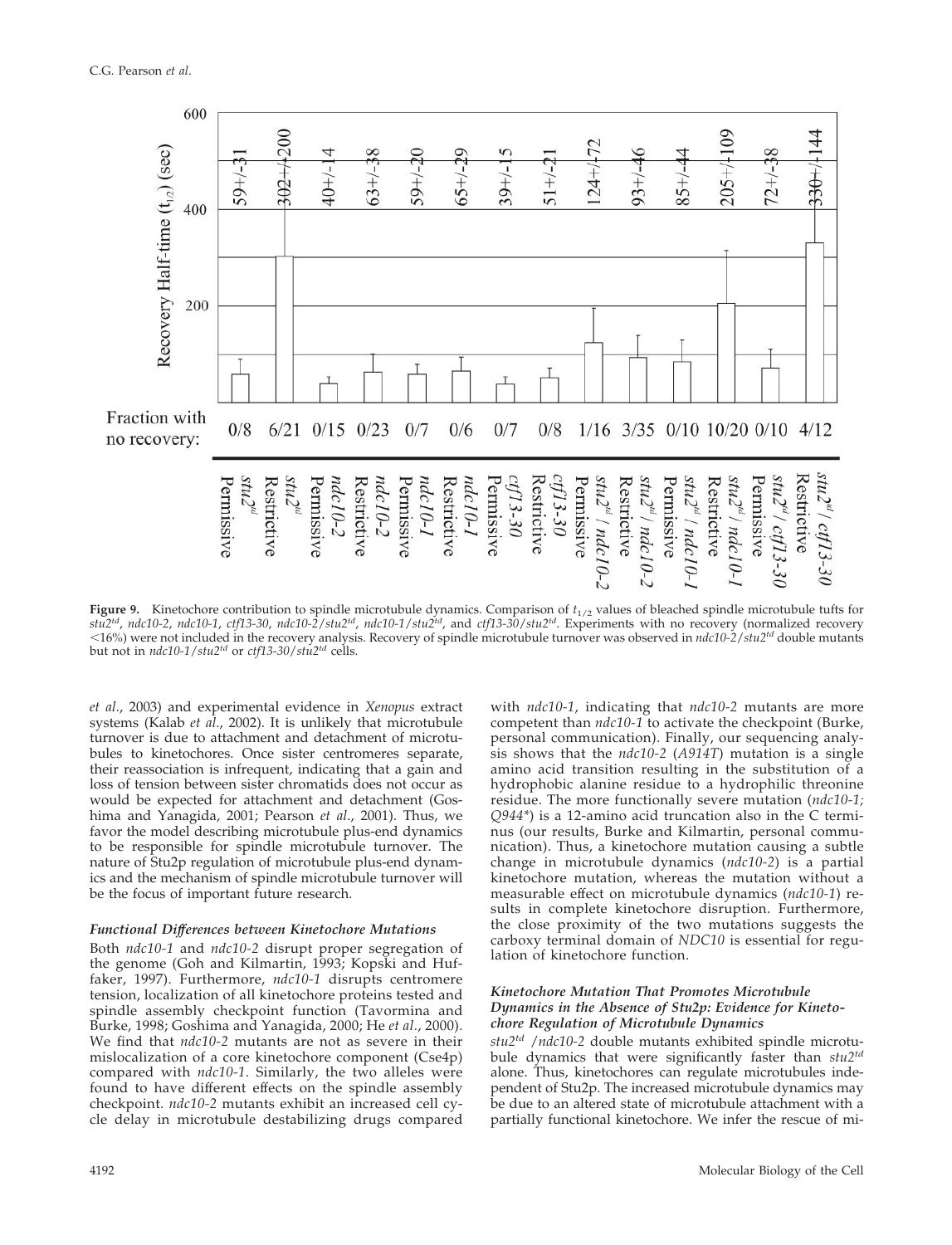| | $stu2^{td}$ Permissive | $stu2^{td}$ Restrictive | $ndc10$-$2$ Permissive | $ndc10$-$2$ Restrictive | $ndc10$-$1$ Permissive | $ndc10$-$1$ Restrictive | $ctf13$-$30$ Permissive | $ctf13$-$30$ Restrictive | $stu2^{td}$ / $ndc10$-$2$ Permissive | $stu2^{td}$ / $ndc10$-$2$ Restrictive | $stu2^{td}$ / $ndc10$-$1$ Permissive | $stu2^{td}$ / $ndc10$-$1$ Restrictive | $stu2^{td}$ / $ctf13$-$30$ Permissive | $stu2^{td}$ / $ctf13$-$30$ Restrictive |
|---|---|---|---|---|---|---|---|---|---|---|---|---|---|---|
| Recovery Half-time ($t_{1/2}$) (sec) | 59+/-31 | 302+/-200 | 40+/-14 | 63+/-38 | 59+/-20 | 65+/-29 | 39+/-15 | 51+/-21 | 124+/-72 | 93+/-46 | 85+/-44 | 205+/-109 | 72+/-38 | 330+/-144 |
| Fraction with no recovery: | 0/8 | 6/21 | 0/15 | 0/23 | 0/7 | 0/6 | 0/7 | 0/8 | 1/16 | 3/35 | 0/10 | 10/20 | 0/10 | 4/12 |

**Figure 9.** Kinetochore contribution to spindle microtubule dynamics. Comparison of $t_{1/2}$ values of bleached spindle microtubule tufts for *stu2td*, *ndc10-2*, *ndc10-1*, *ctf13-30*, *ndc10-2/stu2td*, *ndc10-1/stu2td*, and *ctf13-30/stu2td*. Experiments with no recovery (normalized recovery <16%) were not included in the recovery analysis. Recovery of spindle microtubule turnover was observed in *ndc10-2/stu2td* double mutants but not in *ndc10-1/stu2td* or *ctf13-30/stu2td* cells.

*et al*., 2003) and experimental evidence in *Xenopus* extract systems (Kalab *et al*., 2002). It is unlikely that microtubule turnover is due to attachment and detachment of microtubules to kinetochores. Once sister centromeres separate, their reassociation is infrequent, indicating that a gain and loss of tension between sister chromatids does not occur as would be expected for attachment and detachment (Goshima and Yanagida, 2001; Pearson *et al*., 2001). Thus, we favor the model describing microtubule plus-end dynamics to be responsible for spindle microtubule turnover. The nature of Stu2p regulation of microtubule plus-end dynamics and the mechanism of spindle microtubule turnover will be the focus of important future research.

### *Functional Differences between Kinetochore Mutations*

Both *ndc10-1* and *ndc10-2* disrupt proper segregation of the genome (Goh and Kilmartin, 1993; Kopski and Huffaker, 1997). Furthermore, *ndc10-1* disrupts centromere tension, localization of all kinetochore proteins tested and spindle assembly checkpoint function (Tavormina and Burke, 1998; Goshima and Yanagida, 2000; He *et al*., 2000). We find that *ndc10-2* mutants are not as severe in their mislocalization of a core kinetochore component (Cse4p) compared with *ndc10-1*. Similarly, the two alleles were found to have different effects on the spindle assembly checkpoint. *ndc10-2* mutants exhibit an increased cell cycle delay in microtubule destabilizing drugs compared with *ndc10-1*, indicating that *ndc10-2* mutants are more competent than *ndc10-1* to activate the checkpoint (Burke, personal communication). Finally, our sequencing analysis shows that the *ndc10-2* (*A914T*) mutation is a single amino acid transition resulting in the substitution of a hydrophobic alanine residue to a hydrophilic threonine residue. The more functionally severe mutation (*ndc10-1; Q944\**) is a 12-amino acid truncation also in the C terminus (our results, Burke and Kilmartin, personal communication). Thus, a kinetochore mutation causing a subtle change in microtubule dynamics (*ndc10-2*) is a partial kinetochore mutation, whereas the mutation without a measurable effect on microtubule dynamics (*ndc10-1*) results in complete kinetochore disruption. Furthermore, the close proximity of the two mutations suggests the carboxy terminal domain of *NDC10* is essential for regulation of kinetochore function.

### *Kinetochore Mutation That Promotes Microtubule Dynamics in the Absence of Stu2p: Evidence for Kinetochore Regulation of Microtubule Dynamics*

*stu2td /ndc10-2* double mutants exhibited spindle microtubule dynamics that were significantly faster than *stu2td* alone. Thus, kinetochores can regulate microtubules independent of Stu2p. The increased microtubule dynamics may be due to an altered state of microtubule attachment with a partially functional kinetochore. We infer the rescue of mi-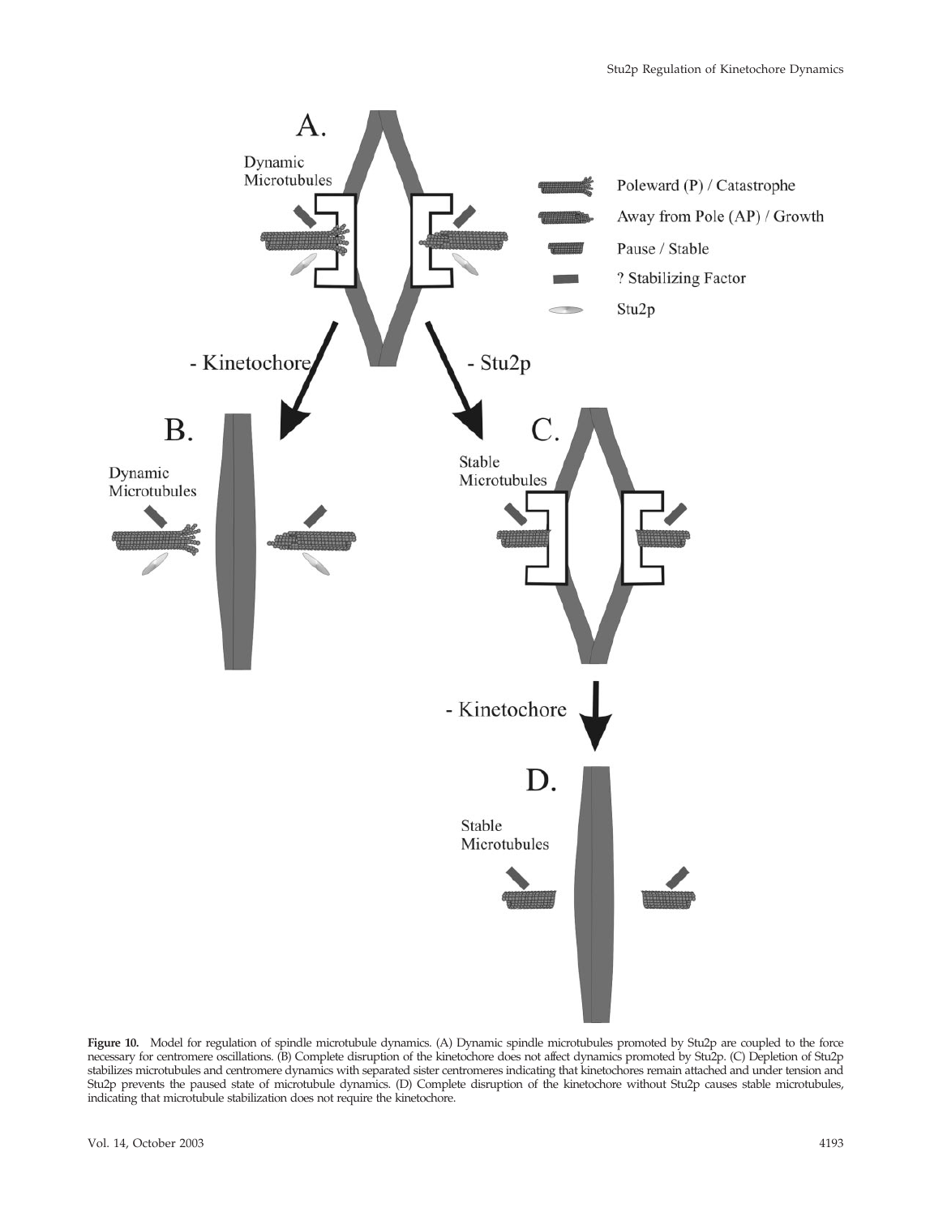**Figure 10.** Model for regulation of spindle microtubule dynamics. (A) Dynamic spindle microtubules promoted by Stu2p are coupled to the force necessary for centromere oscillations. (B) Complete disruption of the kinetochore does not affect dynamics promoted by Stu2p. (C) Depletion of Stu2p stabilizes microtubules and centromere dynamics with separated sister centromeres indicating that kinetochores remain attached and under tension and Stu2p prevents the paused state of microtubule dynamics. (D) Complete disruption of the kinetochore without Stu2p causes stable microtubules, indicating that microtubule stabilization does not require the kinetochore.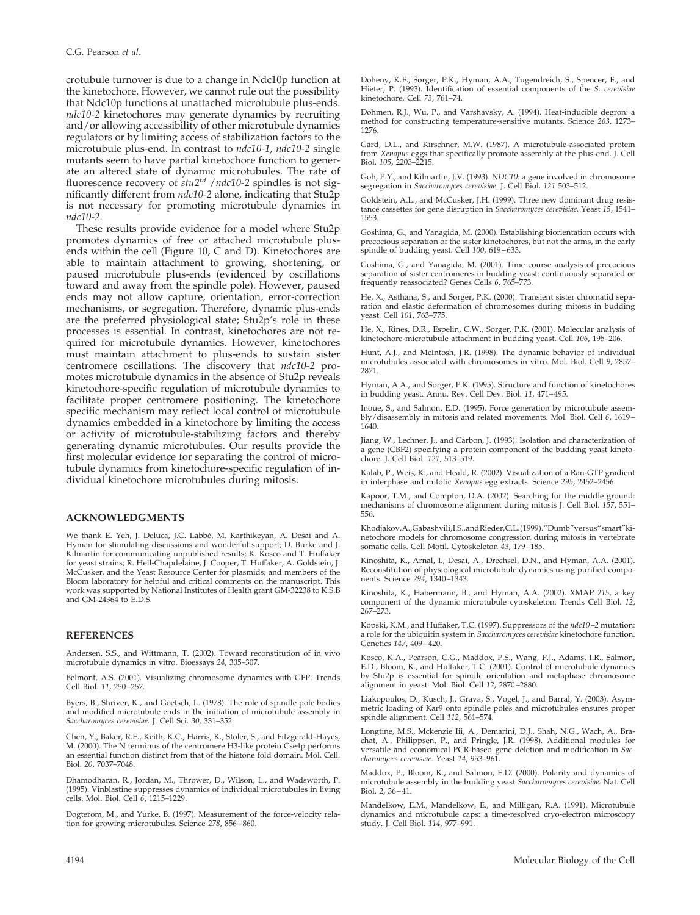crotubule turnover is due to a change in Ndc10p function at the kinetochore. However, we cannot rule out the possibility that Ndc10p functions at unattached microtubule plus-ends. *ndc10-2* kinetochores may generate dynamics by recruiting and/or allowing accessibility of other microtubule dynamics regulators or by limiting access of stabilization factors to the microtubule plus-end. In contrast to *ndc10-1*, *ndc10-2* single mutants seem to have partial kinetochore function to generate an altered state of dynamic microtubules. The rate of fluorescence recovery of *stu2$^{td}$ /ndc10-2* spindles is not significantly different from *ndc10-2* alone, indicating that Stu2p is not necessary for promoting microtubule dynamics in *ndc10-2*.

These results provide evidence for a model where Stu2p promotes dynamics of free or attached microtubule plus-ends within the cell (Figure 10, C and D). Kinetochores are able to maintain attachment to growing, shortening, or paused microtubule plus-ends (evidenced by oscillations toward and away from the spindle pole). However, paused ends may not allow capture, orientation, error-correction mechanisms, or segregation. Therefore, dynamic plus-ends are the preferred physiological state; Stu2p's role in these processes is essential. In contrast, kinetochores are not required for microtubule dynamics. However, kinetochores must maintain attachment to plus-ends to sustain sister centromere oscillations. The discovery that *ndc10-2* promotes microtubule dynamics in the absence of Stu2p reveals kinetochore-specific regulation of microtubule dynamics to facilitate proper centromere positioning. The kinetochore specific mechanism may reflect local control of microtubule dynamics embedded in a kinetochore by limiting the access or activity of microtubule-stabilizing factors and thereby generating dynamic microtubules. Our results provide the first molecular evidence for separating the control of microtubule dynamics from kinetochore-specific regulation of individual kinetochore microtubules during mitosis.

## ACKNOWLEDGMENTS

We thank E. Yeh, J. Deluca, J.C. Labbé, M. Karthikeyan, A. Desai and A. Hyman for stimulating discussions and wonderful support; D. Burke and J. Kilmartin for communicating unpublished results; K. Kosco and T. Huffaker for yeast strains; R. Heil-Chapdelaine, J. Cooper, T. Huffaker, A. Goldstein, J. McCusker, and the Yeast Resource Center for plasmids; and members of the Bloom laboratory for helpful and critical comments on the manuscript. This work was supported by National Institutes of Health grant GM-32238 to K.S.B and GM-24364 to E.D.S.

## REFERENCES

Andersen, S.S., and Wittmann, T. (2002). Toward reconstitution of in vivo microtubule dynamics in vitro. Bioessays *24*, 305–307.

Belmont, A.S. (2001). Visualizing chromosome dynamics with GFP. Trends Cell Biol. *11*, 250–257.

Byers, B., Shriver, K., and Goetsch, L. (1978). The role of spindle pole bodies and modified microtubule ends in the initiation of microtubule assembly in *Saccharomyces cerevisiae*. J. Cell Sci. *30*, 331–352.

Chen, Y., Baker, R.E., Keith, K.C., Harris, K., Stoler, S., and Fitzgerald-Hayes, M. (2000). The N terminus of the centromere H3-like protein Cse4p performs an essential function distinct from that of the histone fold domain. Mol. Cell. Biol. *20*, 7037–7048.

Dhamodharan, R., Jordan, M., Thrower, D., Wilson, L., and Wadsworth, P. (1995). Vinblastine suppresses dynamics of individual microtubules in living cells. Mol. Biol. Cell *6*, 1215–1229.

Dogterom, M., and Yurke, B. (1997). Measurement of the force-velocity relation for growing microtubules. Science *278*, 856–860.

Doheny, K.F., Sorger, P.K., Hyman, A.A., Tugendreich, S., Spencer, F., and Hieter, P. (1993). Identification of essential components of the *S. cerevisiae* kinetochore. Cell *73*, 761–74.

Dohmen, R.J., Wu, P., and Varshavsky, A. (1994). Heat-inducible degron: a method for constructing temperature-sensitive mutants. Science *263*, 1273–1276.

Gard, D.L., and Kirschner, M.W. (1987). A microtubule-associated protein from *Xenopus* eggs that specifically promote assembly at the plus-end. J. Cell Biol. *105*, 2203–2215.

Goh, P.Y., and Kilmartin, J.V. (1993). *NDC10*: a gene involved in chromosome segregation in *Saccharomyces cerevisiae*. J. Cell Biol. *121* 503–512.

Goldstein, A.L., and McCusker, J.H. (1999). Three new dominant drug resistance cassettes for gene disruption in *Saccharomyces cerevisiae*. Yeast *15*, 1541–1553.

Goshima, G., and Yanagida, M. (2000). Establishing biorientation occurs with precocious separation of the sister kinetochores, but not the arms, in the early spindle of budding yeast. Cell *100*, 619–633.

Goshima, G., and Yanagida, M. (2001). Time course analysis of precocious separation of sister centromeres in budding yeast: continuously separated or frequently reassociated? Genes Cells *6*, 765–773.

He, X., Asthana, S., and Sorger, P.K. (2000). Transient sister chromatid separation and elastic deformation of chromosomes during mitosis in budding yeast. Cell *101*, 763–775.

He, X., Rines, D.R., Espelin, C.W., Sorger, P.K. (2001). Molecular analysis of kinetochore-microtubule attachment in budding yeast. Cell *106*, 195–206.

Hunt, A.J., and McIntosh, J.R. (1998). The dynamic behavior of individual microtubules associated with chromosomes in vitro. Mol. Biol. Cell *9*, 2857–2871.

Hyman, A.A., and Sorger, P.K. (1995). Structure and function of kinetochores in budding yeast. Annu. Rev. Cell Dev. Biol. *11*, 471–495.

Inoue, S., and Salmon, E.D. (1995). Force generation by microtubule assembly/disassembly in mitosis and related movements. Mol. Biol. Cell *6*, 1619–1640.

Jiang, W., Lechner, J., and Carbon, J. (1993). Isolation and characterization of a gene (CBF2) specifying a protein component of the budding yeast kinetochore. J. Cell Biol. *121*, 513–519.

Kalab, P., Weis, K., and Heald, R. (2002). Visualization of a Ran-GTP gradient in interphase and mitotic *Xenopus* egg extracts. Science *295*, 2452–2456.

Kapoor, T.M., and Compton, D.A. (2002). Searching for the middle ground: mechanisms of chromosome alignment during mitosis J. Cell Biol. *157*, 551–556.

Khodjakov,A.,Gabashvili,I.S.,andRieder,C.L.(1999)."Dumb"versus"smart"kinetochore models for chromosome congression during mitosis in vertebrate somatic cells. Cell Motil. Cytoskeleton *43*, 179–185.

Kinoshita, K., Arnal, I., Desai, A., Drechsel, D.N., and Hyman, A.A. (2001). Reconstitution of physiological microtubule dynamics using purified components. Science *294*, 1340–1343.

Kinoshita, K., Habermann, B., and Hyman, A.A. (2002). XMAP *215*, a key component of the dynamic microtubule cytoskeleton. Trends Cell Biol. *12*, 267–273.

Kopski, K.M., and Huffaker, T.C. (1997). Suppressors of the *ndc10–2* mutation: a role for the ubiquitin system in *Saccharomyces cerevisiae* kinetochore function. Genetics *147*, 409–420.

Kosco, K.A., Pearson, C.G., Maddox, P.S., Wang, P.J., Adams, I.R., Salmon, E.D., Bloom, K., and Huffaker, T.C. (2001). Control of microtubule dynamics by Stu2p is essential for spindle orientation and metaphase chromosome alignment in yeast. Mol. Biol. Cell *12*, 2870–2880.

Liakopoulos, D., Kusch, J., Grava, S., Vogel, J., and Barral, Y. (2003). Asymmetric loading of Kar9 onto spindle poles and microtubules ensures proper spindle alignment. Cell *112*, 561–574.

Longtine, M.S., Mckenzie Iii, A., Demarini, D.J., Shah, N.G., Wach, A., Brachat, A., Philippsen, P., and Pringle, J.R. (1998). Additional modules for versatile and economical PCR-based gene deletion and modification in *Saccharomyces cerevisiae*. Yeast *14*, 953–961.

Maddox, P., Bloom, K., and Salmon, E.D. (2000). Polarity and dynamics of microtubule assembly in the budding yeast *Saccharomyces cerevisiae*. Nat. Cell Biol. *2*, 36–41.

Mandelkow, E.M., Mandelkow, E., and Milligan, R.A. (1991). Microtubule dynamics and microtubule caps: a time-resolved cryo-electron microscopy study. J. Cell Biol. *114*, 977–991.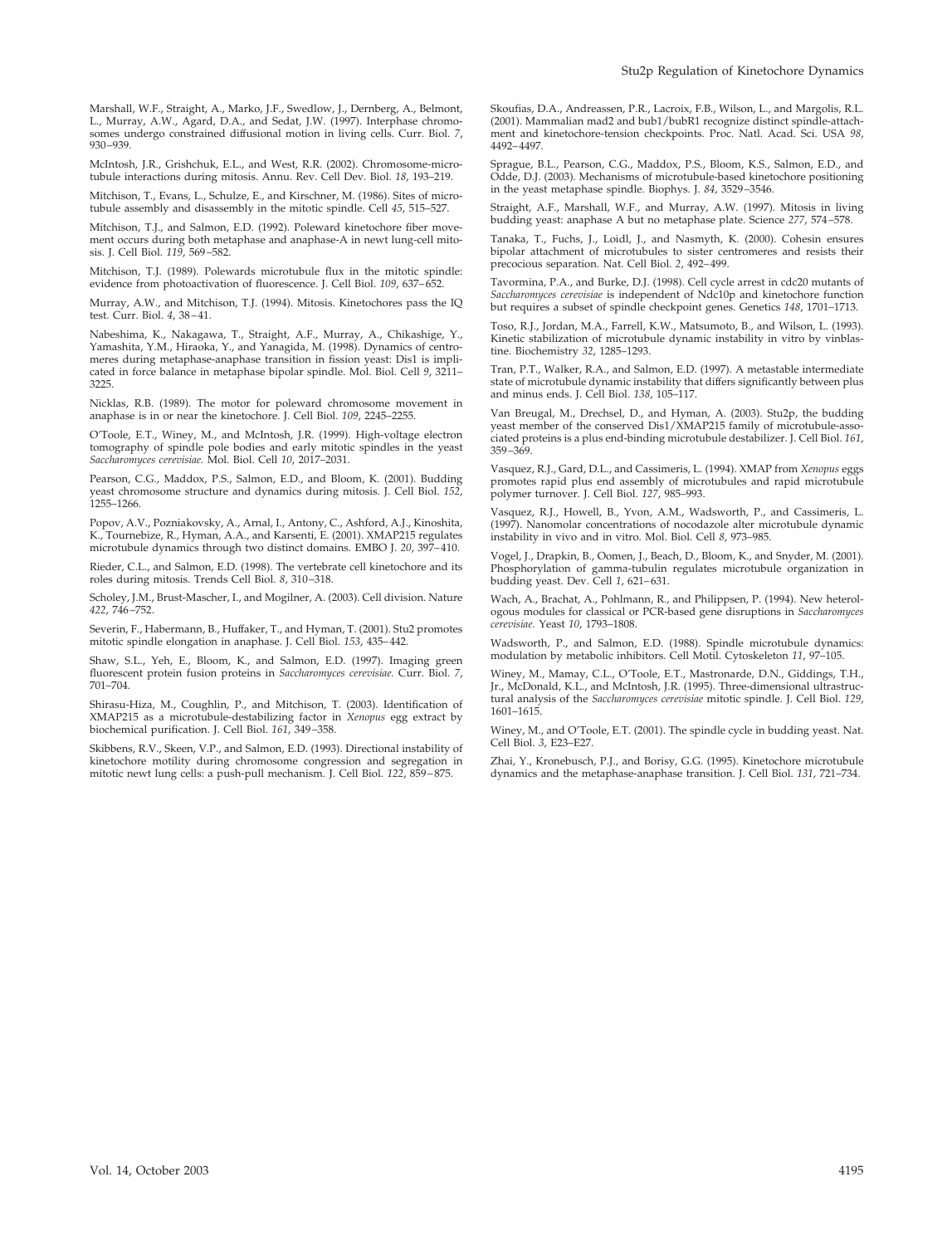Marshall, W.F., Straight, A., Marko, J.F., Swedlow, J., Dernberg, A., Belmont, L., Murray, A.W., Agard, D.A., and Sedat, J.W. (1997). Interphase chromosomes undergo constrained diffusional motion in living cells. Curr. Biol. *7*, 930–939.

McIntosh, J.R., Grishchuk, E.L., and West, R.R. (2002). Chromosome-microtubule interactions during mitosis. Annu. Rev. Cell Dev. Biol. *18*, 193–219.

Mitchison, T., Evans, L., Schulze, E., and Kirschner, M. (1986). Sites of microtubule assembly and disassembly in the mitotic spindle. Cell *45*, 515–527.

Mitchison, T.J., and Salmon, E.D. (1992). Poleward kinetochore fiber movement occurs during both metaphase and anaphase-A in newt lung-cell mitosis. J. Cell Biol. *119*, 569–582.

Mitchison, T.J. (1989). Polewards microtubule flux in the mitotic spindle: evidence from photoactivation of fluorescence. J. Cell Biol. *109*, 637–652.

Murray, A.W., and Mitchison, T.J. (1994). Mitosis. Kinetochores pass the IQ test. Curr. Biol. *4*, 38–41.

Nabeshima, K., Nakagawa, T., Straight, A.F., Murray, A., Chikashige, Y., Yamashita, Y.M., Hiraoka, Y., and Yanagida, M. (1998). Dynamics of centromeres during metaphase-anaphase transition in fission yeast: Dis1 is implicated in force balance in metaphase bipolar spindle. Mol. Biol. Cell *9*, 3211–3225.

Nicklas, R.B. (1989). The motor for poleward chromosome movement in anaphase is in or near the kinetochore. J. Cell Biol. *109*, 2245–2255.

O'Toole, E.T., Winey, M., and McIntosh, J.R. (1999). High-voltage electron tomography of spindle pole bodies and early mitotic spindles in the yeast *Saccharomyces cerevisiae.* Mol. Biol. Cell *10*, 2017–2031.

Pearson, C.G., Maddox, P.S., Salmon, E.D., and Bloom, K. (2001). Budding yeast chromosome structure and dynamics during mitosis. J. Cell Biol. *152*, 1255–1266.

Popov, A.V., Pozniakovsky, A., Arnal, I., Antony, C., Ashford, A.J., Kinoshita, K., Tournebize, R., Hyman, A.A., and Karsenti, E. (2001). XMAP215 regulates microtubule dynamics through two distinct domains. EMBO J. *20*, 397–410.

Rieder, C.L., and Salmon, E.D. (1998). The vertebrate cell kinetochore and its roles during mitosis. Trends Cell Biol. *8*, 310–318.

Scholey, J.M., Brust-Mascher, I., and Mogilner, A. (2003). Cell division. Nature *422*, 746–752.

Severin, F., Habermann, B., Huffaker, T., and Hyman, T. (2001). Stu2 promotes mitotic spindle elongation in anaphase. J. Cell Biol. *153*, 435–442.

Shaw, S.L., Yeh, E., Bloom, K., and Salmon, E.D. (1997). Imaging green fluorescent protein fusion proteins in *Saccharomyces cerevisiae.* Curr. Biol. *7*, 701–704.

Shirasu-Hiza, M., Coughlin, P., and Mitchison, T. (2003). Identification of XMAP215 as a microtubule-destabilizing factor in *Xenopus* egg extract by biochemical purification. J. Cell Biol. *161*, 349–358.

Skibbens, R.V., Skeen, V.P., and Salmon, E.D. (1993). Directional instability of kinetochore motility during chromosome congression and segregation in mitotic newt lung cells: a push-pull mechanism. J. Cell Biol. *122*, 859–875.

Skoufias, D.A., Andreassen, P.R., Lacroix, F.B., Wilson, L., and Margolis, R.L. (2001). Mammalian mad2 and bub1/bubR1 recognize distinct spindle-attachment and kinetochore-tension checkpoints. Proc. Natl. Acad. Sci. USA *98*, 4492–4497.

Sprague, B.L., Pearson, C.G., Maddox, P.S., Bloom, K.S., Salmon, E.D., and Odde, D.J. (2003). Mechanisms of microtubule-based kinetochore positioning in the yeast metaphase spindle. Biophys. J. *84*, 3529–3546.

Straight, A.F., Marshall, W.F., and Murray, A.W. (1997). Mitosis in living budding yeast: anaphase A but no metaphase plate. Science *277*, 574–578.

Tanaka, T., Fuchs, J., Loidl, J., and Nasmyth, K. (2000). Cohesin ensures bipolar attachment of microtubules to sister centromeres and resists their precocious separation. Nat. Cell Biol. *2*, 492–499.

Tavormina, P.A., and Burke, D.J. (1998). Cell cycle arrest in cdc20 mutants of *Saccharomyces cerevisiae* is independent of Ndc10p and kinetochore function but requires a subset of spindle checkpoint genes. Genetics *148*, 1701–1713.

Toso, R.J., Jordan, M.A., Farrell, K.W., Matsumoto, B., and Wilson, L. (1993). Kinetic stabilization of microtubule dynamic instability in vitro by vinblastine. Biochemistry *32*, 1285–1293.

Tran, P.T., Walker, R.A., and Salmon, E.D. (1997). A metastable intermediate state of microtubule dynamic instability that differs significantly between plus and minus ends. J. Cell Biol. *138*, 105–117.

Van Breugal, M., Drechsel, D., and Hyman, A. (2003). Stu2p, the budding yeast member of the conserved Dis1/XMAP215 family of microtubule-associated proteins is a plus end-binding microtubule destabilizer. J. Cell Biol. *161*, 359–369.

Vasquez, R.J., Gard, D.L., and Cassimeris, L. (1994). XMAP from *Xenopus* eggs promotes rapid plus end assembly of microtubules and rapid microtubule polymer turnover. J. Cell Biol. *127*, 985–993.

Vasquez, R.J., Howell, B., Yvon, A.M., Wadsworth, P., and Cassimeris, L. (1997). Nanomolar concentrations of nocodazole alter microtubule dynamic instability in vivo and in vitro. Mol. Biol. Cell *8*, 973–985.

Vogel, J., Drapkin, B., Oomen, J., Beach, D., Bloom, K., and Snyder, M. (2001). Phosphorylation of gamma-tubulin regulates microtubule organization in budding yeast. Dev. Cell *1*, 621–631.

Wach, A., Brachat, A., Pohlmann, R., and Philippsen, P. (1994). New heterologous modules for classical or PCR-based gene disruptions in *Saccharomyces cerevisiae.* Yeast *10*, 1793–1808.

Wadsworth, P., and Salmon, E.D. (1988). Spindle microtubule dynamics: modulation by metabolic inhibitors. Cell Motil. Cytoskeleton *11*, 97–105.

Winey, M., Mamay, C.L., O'Toole, E.T., Mastronarde, D.N., Giddings, T.H., Jr., McDonald, K.L., and McIntosh, J.R. (1995). Three-dimensional ultrastructural analysis of the *Saccharomyces cerevisiae* mitotic spindle. J. Cell Biol. *129*, 1601–1615.

Winey, M., and O'Toole, E.T. (2001). The spindle cycle in budding yeast. Nat. Cell Biol. *3*, E23–E27.

Zhai, Y., Kronebusch, P.J., and Borisy, G.G. (1995). Kinetochore microtubule dynamics and the metaphase-anaphase transition. J. Cell Biol. *131*, 721–734.